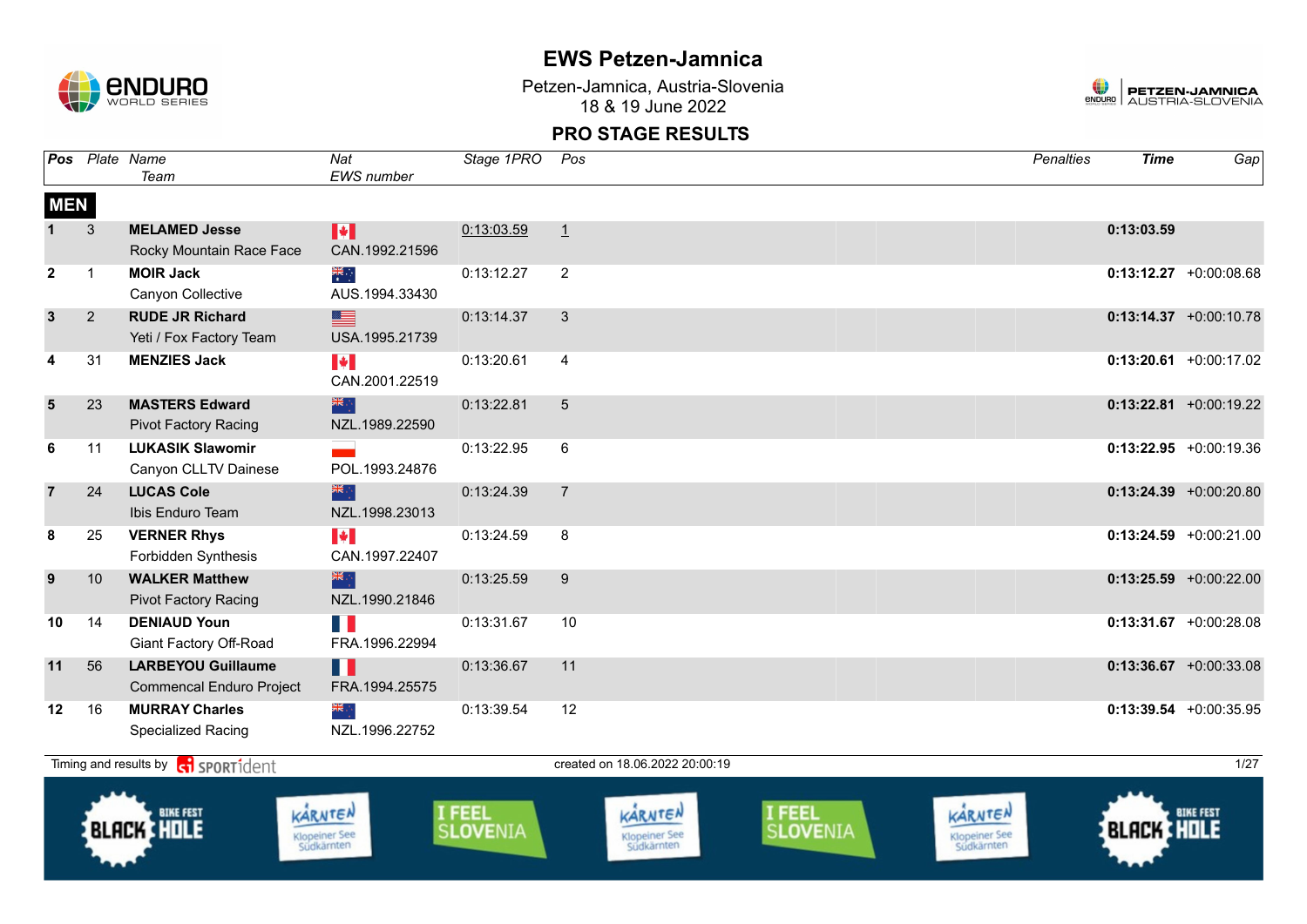# EWS Petzen-Jamnica

Petzen-Jamnica, Austria-Slovenia
18 & 19 June 2022

## PRO STAGE RESULTS

| Pos | Plate | Name / Team | Nat / EWS number | Stage 1PRO | Pos | Penalties | Time | Gap |
|---|---|---|---|---|---|---|---|---|
| **MEN** | | | | | | | | |
| 1 | 3 | **MELAMED Jesse** Rocky Mountain Race Face | CAN.1992.21596 | 0:13:03.59 | 1 | | **0:13:03.59** | |
| 2 | 1 | **MOIR Jack** Canyon Collective | AUS.1994.33430 | 0:13:12.27 | 2 | | **0:13:12.27** | +0:00:08.68 |
| 3 | 2 | **RUDE JR Richard** Yeti / Fox Factory Team | USA.1995.21739 | 0:13:14.37 | 3 | | **0:13:14.37** | +0:00:10.78 |
| 4 | 31 | **MENZIES Jack** | CAN.2001.22519 | 0:13:20.61 | 4 | | **0:13:20.61** | +0:00:17.02 |
| 5 | 23 | **MASTERS Edward** Pivot Factory Racing | NZL.1989.22590 | 0:13:22.81 | 5 | | **0:13:22.81** | +0:00:19.22 |
| 6 | 11 | **LUKASIK Slawomir** Canyon CLLTV Dainese | POL.1993.24876 | 0:13:22.95 | 6 | | **0:13:22.95** | +0:00:19.36 |
| 7 | 24 | **LUCAS Cole** Ibis Enduro Team | NZL.1998.23013 | 0:13:24.39 | 7 | | **0:13:24.39** | +0:00:20.80 |
| 8 | 25 | **VERNER Rhys** Forbidden Synthesis | CAN.1997.22407 | 0:13:24.59 | 8 | | **0:13:24.59** | +0:00:21.00 |
| 9 | 10 | **WALKER Matthew** Pivot Factory Racing | NZL.1990.21846 | 0:13:25.59 | 9 | | **0:13:25.59** | +0:00:22.00 |
| 10 | 14 | **DENIAUD Youn** Giant Factory Off-Road | FRA.1996.22994 | 0:13:31.67 | 10 | | **0:13:31.67** | +0:00:28.08 |
| 11 | 56 | **LARBEYOU Guillaume** Commencal Enduro Project | FRA.1994.25575 | 0:13:36.67 | 11 | | **0:13:36.67** | +0:00:33.08 |
| 12 | 16 | **MURRAY Charles** Specialized Racing | NZL.1996.22752 | 0:13:39.54 | 12 | | **0:13:39.54** | +0:00:35.95 |

Timing and results by SPORTident — created on 18.06.2022 20:00:19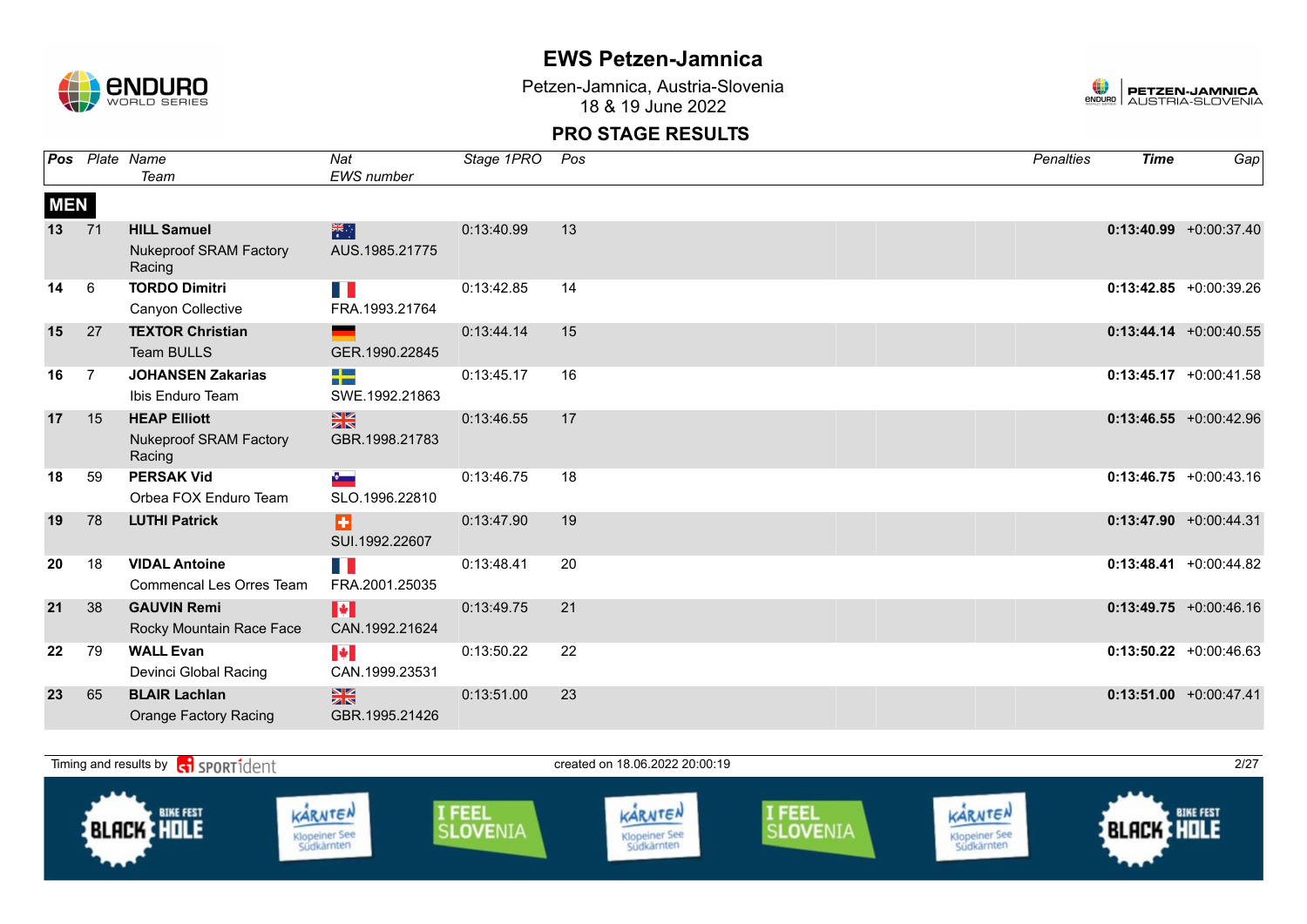# EWS Petzen-Jamnica

Petzen-Jamnica, Austria-Slovenia
18 & 19 June 2022

## PRO STAGE RESULTS

| Pos | Plate | Name / Team | Nat / EWS number | Stage 1PRO | Pos | Penalties | Time | Gap |
|---|---|---|---|---|---|---|---|---|
| **MEN** | | | | | | | | |
| **13** | 71 | **HILL Samuel**<br>Nukeproof SRAM Factory Racing | AUS.1985.21775 | 0:13:40.99 | 13 | | **0:13:40.99** | +0:00:37.40 |
| **14** | 6 | **TORDO Dimitri**<br>Canyon Collective | FRA.1993.21764 | 0:13:42.85 | 14 | | **0:13:42.85** | +0:00:39.26 |
| **15** | 27 | **TEXTOR Christian**<br>Team BULLS | GER.1990.22845 | 0:13:44.14 | 15 | | **0:13:44.14** | +0:00:40.55 |
| **16** | 7 | **JOHANSEN Zakarias**<br>Ibis Enduro Team | SWE.1992.21863 | 0:13:45.17 | 16 | | **0:13:45.17** | +0:00:41.58 |
| **17** | 15 | **HEAP Elliott**<br>Nukeproof SRAM Factory Racing | GBR.1998.21783 | 0:13:46.55 | 17 | | **0:13:46.55** | +0:00:42.96 |
| **18** | 59 | **PERSAK Vid**<br>Orbea FOX Enduro Team | SLO.1996.22810 | 0:13:46.75 | 18 | | **0:13:46.75** | +0:00:43.16 |
| **19** | 78 | **LUTHI Patrick** | SUI.1992.22607 | 0:13:47.90 | 19 | | **0:13:47.90** | +0:00:44.31 |
| **20** | 18 | **VIDAL Antoine**<br>Commencal Les Orres Team | FRA.2001.25035 | 0:13:48.41 | 20 | | **0:13:48.41** | +0:00:44.82 |
| **21** | 38 | **GAUVIN Remi**<br>Rocky Mountain Race Face | CAN.1992.21624 | 0:13:49.75 | 21 | | **0:13:49.75** | +0:00:46.16 |
| **22** | 79 | **WALL Evan**<br>Devinci Global Racing | CAN.1999.23531 | 0:13:50.22 | 22 | | **0:13:50.22** | +0:00:46.63 |
| **23** | 65 | **BLAIR Lachlan**<br>Orange Factory Racing | GBR.1995.21426 | 0:13:51.00 | 23 | | **0:13:51.00** | +0:00:47.41 |

Timing and results by SPORTident — created on 18.06.2022 20:00:19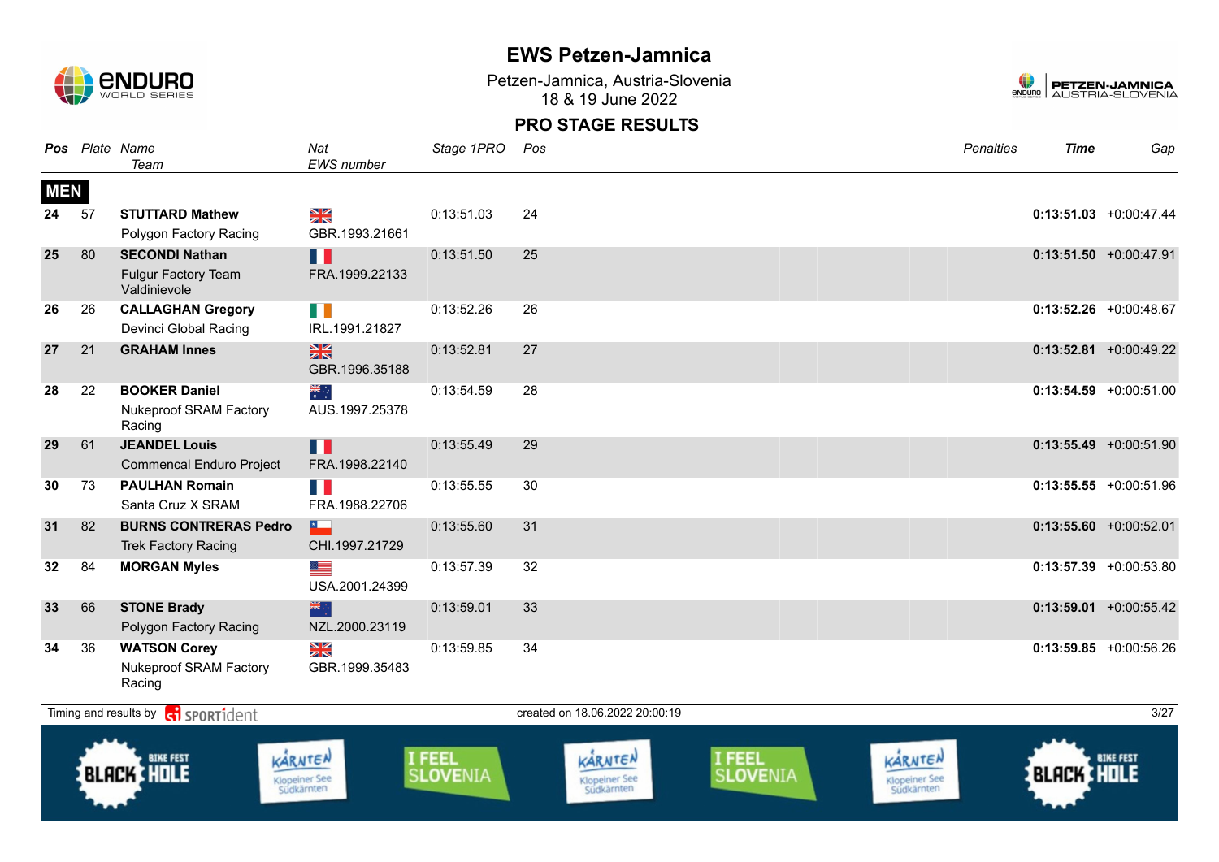# EWS Petzen-Jamnica

Petzen-Jamnica, Austria-Slovenia
18 & 19 June 2022

## PRO STAGE RESULTS

**MEN**

| Pos | Plate | Name / Team | Nat / EWS number | Stage 1PRO | Pos | Penalties | Time | Gap |
|---|---|---|---|---|---|---|---|---|
| 24 | 57 | **STUTTARD Mathew** Polygon Factory Racing | GBR.1993.21661 | 0:13:51.03 | 24 | | **0:13:51.03** | +0:00:47.44 |
| 25 | 80 | **SECONDI Nathan** Fulgur Factory Team Valdinievole | FRA.1999.22133 | 0:13:51.50 | 25 | | **0:13:51.50** | +0:00:47.91 |
| 26 | 26 | **CALLAGHAN Gregory** Devinci Global Racing | IRL.1991.21827 | 0:13:52.26 | 26 | | **0:13:52.26** | +0:00:48.67 |
| 27 | 21 | **GRAHAM Innes** | GBR.1996.35188 | 0:13:52.81 | 27 | | **0:13:52.81** | +0:00:49.22 |
| 28 | 22 | **BOOKER Daniel** Nukeproof SRAM Factory Racing | AUS.1997.25378 | 0:13:54.59 | 28 | | **0:13:54.59** | +0:00:51.00 |
| 29 | 61 | **JEANDEL Louis** Commencal Enduro Project | FRA.1998.22140 | 0:13:55.49 | 29 | | **0:13:55.49** | +0:00:51.90 |
| 30 | 73 | **PAULHAN Romain** Santa Cruz X SRAM | FRA.1988.22706 | 0:13:55.55 | 30 | | **0:13:55.55** | +0:00:51.96 |
| 31 | 82 | **BURNS CONTRERAS Pedro** Trek Factory Racing | CHI.1997.21729 | 0:13:55.60 | 31 | | **0:13:55.60** | +0:00:52.01 |
| 32 | 84 | **MORGAN Myles** | USA.2001.24399 | 0:13:57.39 | 32 | | **0:13:57.39** | +0:00:53.80 |
| 33 | 66 | **STONE Brady** Polygon Factory Racing | NZL.2000.23119 | 0:13:59.01 | 33 | | **0:13:59.01** | +0:00:55.42 |
| 34 | 36 | **WATSON Corey** Nukeproof SRAM Factory Racing | GBR.1999.35483 | 0:13:59.85 | 34 | | **0:13:59.85** | +0:00:56.26 |

Timing and results by SPORTident — created on 18.06.2022 20:00:19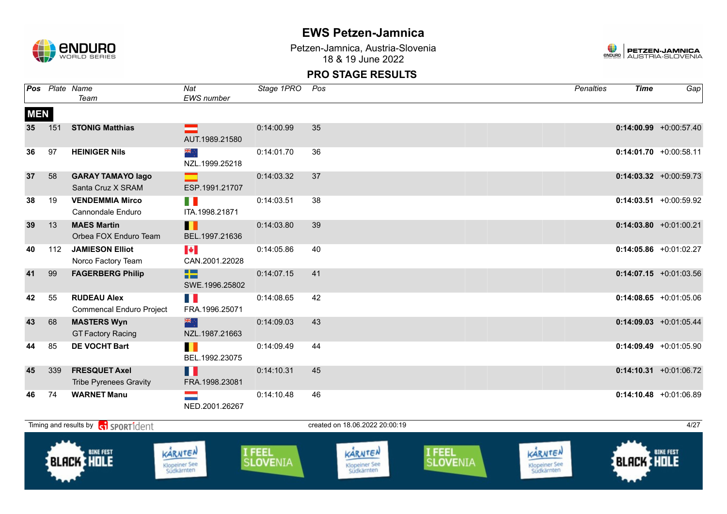# EWS Petzen-Jamnica

Petzen-Jamnica, Austria-Slovenia
18 & 19 June 2022

## PRO STAGE RESULTS

| Pos | Plate | Name / Team | Nat / EWS number | Stage 1PRO | Pos | Penalties | Time | Gap |
|---|---|---|---|---|---|---|---|---|
| **MEN** | | | | | | | | |
| **35** | 151 | **STONIG Matthias** | AUT.1989.21580 | 0:14:00.99 | 35 | | **0:14:00.99** | +0:00:57.40 |
| **36** | 97 | **HEINIGER Nils** | NZL.1999.25218 | 0:14:01.70 | 36 | | **0:14:01.70** | +0:00:58.11 |
| **37** | 58 | **GARAY TAMAYO Iago** Santa Cruz X SRAM | ESP.1991.21707 | 0:14:03.32 | 37 | | **0:14:03.32** | +0:00:59.73 |
| **38** | 19 | **VENDEMMIA Mirco** Cannondale Enduro | ITA.1998.21871 | 0:14:03.51 | 38 | | **0:14:03.51** | +0:00:59.92 |
| **39** | 13 | **MAES Martin** Orbea FOX Enduro Team | BEL.1997.21636 | 0:14:03.80 | 39 | | **0:14:03.80** | +0:01:00.21 |
| **40** | 112 | **JAMIESON Elliot** Norco Factory Team | CAN.2001.22028 | 0:14:05.86 | 40 | | **0:14:05.86** | +0:01:02.27 |
| **41** | 99 | **FAGERBERG Philip** | SWE.1996.25802 | 0:14:07.15 | 41 | | **0:14:07.15** | +0:01:03.56 |
| **42** | 55 | **RUDEAU Alex** Commencal Enduro Project | FRA.1996.25071 | 0:14:08.65 | 42 | | **0:14:08.65** | +0:01:05.06 |
| **43** | 68 | **MASTERS Wyn** GT Factory Racing | NZL.1987.21663 | 0:14:09.03 | 43 | | **0:14:09.03** | +0:01:05.44 |
| **44** | 85 | **DE VOCHT Bart** | BEL.1992.23075 | 0:14:09.49 | 44 | | **0:14:09.49** | +0:01:05.90 |
| **45** | 339 | **FRESQUET Axel** Tribe Pyrenees Gravity | FRA.1998.23081 | 0:14:10.31 | 45 | | **0:14:10.31** | +0:01:06.72 |
| **46** | 74 | **WARNET Manu** | NED.2001.26267 | 0:14:10.48 | 46 | | **0:14:10.48** | +0:01:06.89 |

Timing and results by SPORTident — created on 18.06.2022 20:00:19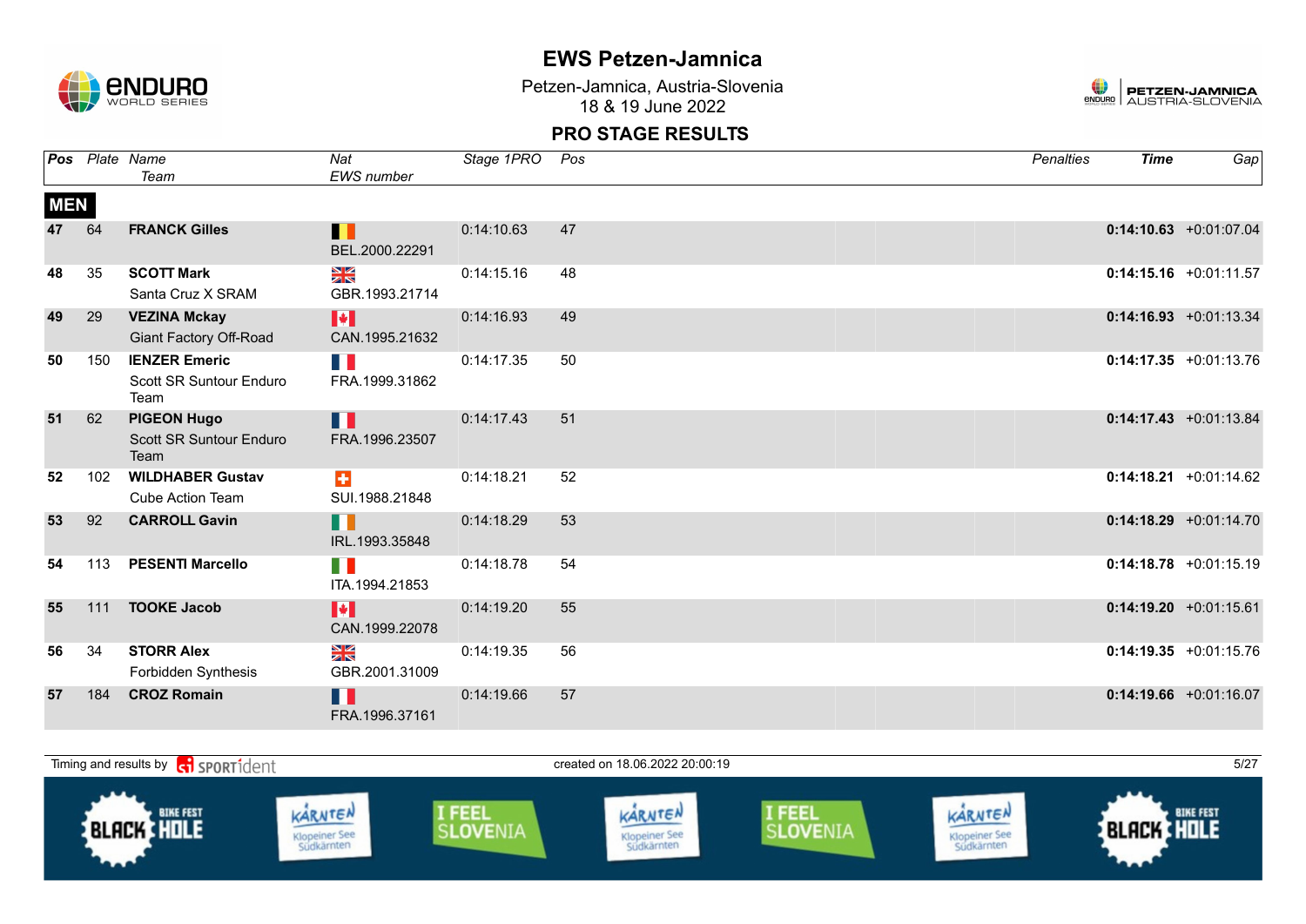# EWS Petzen-Jamnica

Petzen-Jamnica, Austria-Slovenia
18 & 19 June 2022

## PRO STAGE RESULTS

| Pos | Plate | Name / Team | Nat / EWS number | Stage 1PRO | Pos | Penalties | Time | Gap |
|---|---|---|---|---|---|---|---|---|
| **MEN** | | | | | | | | |
| 47 | 64 | **FRANCK Gilles** | BEL.2000.22291 | 0:14:10.63 | 47 | | **0:14:10.63** | +0:01:07.04 |
| 48 | 35 | **SCOTT Mark** Santa Cruz X SRAM | GBR.1993.21714 | 0:14:15.16 | 48 | | **0:14:15.16** | +0:01:11.57 |
| 49 | 29 | **VEZINA Mckay** Giant Factory Off-Road | CAN.1995.21632 | 0:14:16.93 | 49 | | **0:14:16.93** | +0:01:13.34 |
| 50 | 150 | **IENZER Emeric** Scott SR Suntour Enduro Team | FRA.1999.31862 | 0:14:17.35 | 50 | | **0:14:17.35** | +0:01:13.76 |
| 51 | 62 | **PIGEON Hugo** Scott SR Suntour Enduro Team | FRA.1996.23507 | 0:14:17.43 | 51 | | **0:14:17.43** | +0:01:13.84 |
| 52 | 102 | **WILDHABER Gustav** Cube Action Team | SUI.1988.21848 | 0:14:18.21 | 52 | | **0:14:18.21** | +0:01:14.62 |
| 53 | 92 | **CARROLL Gavin** | IRL.1993.35848 | 0:14:18.29 | 53 | | **0:14:18.29** | +0:01:14.70 |
| 54 | 113 | **PESENTI Marcello** | ITA.1994.21853 | 0:14:18.78 | 54 | | **0:14:18.78** | +0:01:15.19 |
| 55 | 111 | **TOOKE Jacob** | CAN.1999.22078 | 0:14:19.20 | 55 | | **0:14:19.20** | +0:01:15.61 |
| 56 | 34 | **STORR Alex** Forbidden Synthesis | GBR.2001.31009 | 0:14:19.35 | 56 | | **0:14:19.35** | +0:01:15.76 |
| 57 | 184 | **CROZ Romain** | FRA.1996.37161 | 0:14:19.66 | 57 | | **0:14:19.66** | +0:01:16.07 |

Timing and results by SPORTident — created on 18.06.2022 20:00:19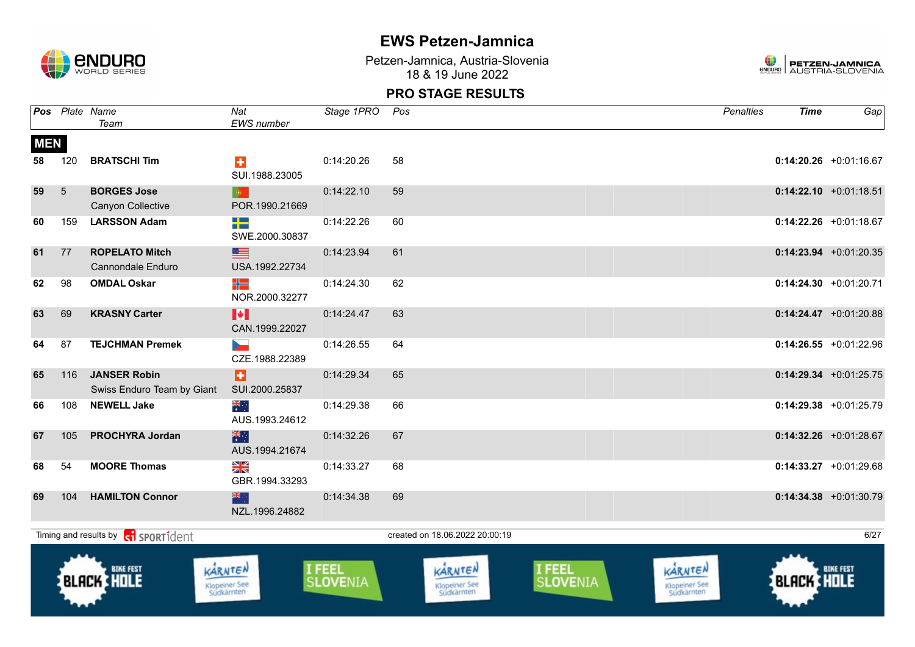# EWS Petzen-Jamnica

Petzen-Jamnica, Austria-Slovenia
18 & 19 June 2022

## PRO STAGE RESULTS

| Pos | Plate | Name / Team | Nat / EWS number | Stage 1PRO | Pos | Penalties | Time | Gap |
|---|---|---|---|---|---|---|---|---|
| **MEN** | | | | | | | | |
| 58 | 120 | **BRATSCHI Tim** | SUI.1988.23005 | 0:14:20.26 | 58 | | **0:14:20.26** | +0:01:16.67 |
| 59 | 5 | **BORGES Jose** Canyon Collective | POR.1990.21669 | 0:14:22.10 | 59 | | **0:14:22.10** | +0:01:18.51 |
| 60 | 159 | **LARSSON Adam** | SWE.2000.30837 | 0:14:22.26 | 60 | | **0:14:22.26** | +0:01:18.67 |
| 61 | 77 | **ROPELATO Mitch** Cannondale Enduro | USA.1992.22734 | 0:14:23.94 | 61 | | **0:14:23.94** | +0:01:20.35 |
| 62 | 98 | **OMDAL Oskar** | NOR.2000.32277 | 0:14:24.30 | 62 | | **0:14:24.30** | +0:01:20.71 |
| 63 | 69 | **KRASNY Carter** | CAN.1999.22027 | 0:14:24.47 | 63 | | **0:14:24.47** | +0:01:20.88 |
| 64 | 87 | **TEJCHMAN Premek** | CZE.1988.22389 | 0:14:26.55 | 64 | | **0:14:26.55** | +0:01:22.96 |
| 65 | 116 | **JANSER Robin** Swiss Enduro Team by Giant | SUI.2000.25837 | 0:14:29.34 | 65 | | **0:14:29.34** | +0:01:25.75 |
| 66 | 108 | **NEWELL Jake** | AUS.1993.24612 | 0:14:29.38 | 66 | | **0:14:29.38** | +0:01:25.79 |
| 67 | 105 | **PROCHYRA Jordan** | AUS.1994.21674 | 0:14:32.26 | 67 | | **0:14:32.26** | +0:01:28.67 |
| 68 | 54 | **MOORE Thomas** | GBR.1994.33293 | 0:14:33.27 | 68 | | **0:14:33.27** | +0:01:29.68 |
| 69 | 104 | **HAMILTON Connor** | NZL.1996.24882 | 0:14:34.38 | 69 | | **0:14:34.38** | +0:01:30.79 |

Timing and results by SPORTident

created on 18.06.2022 20:00:19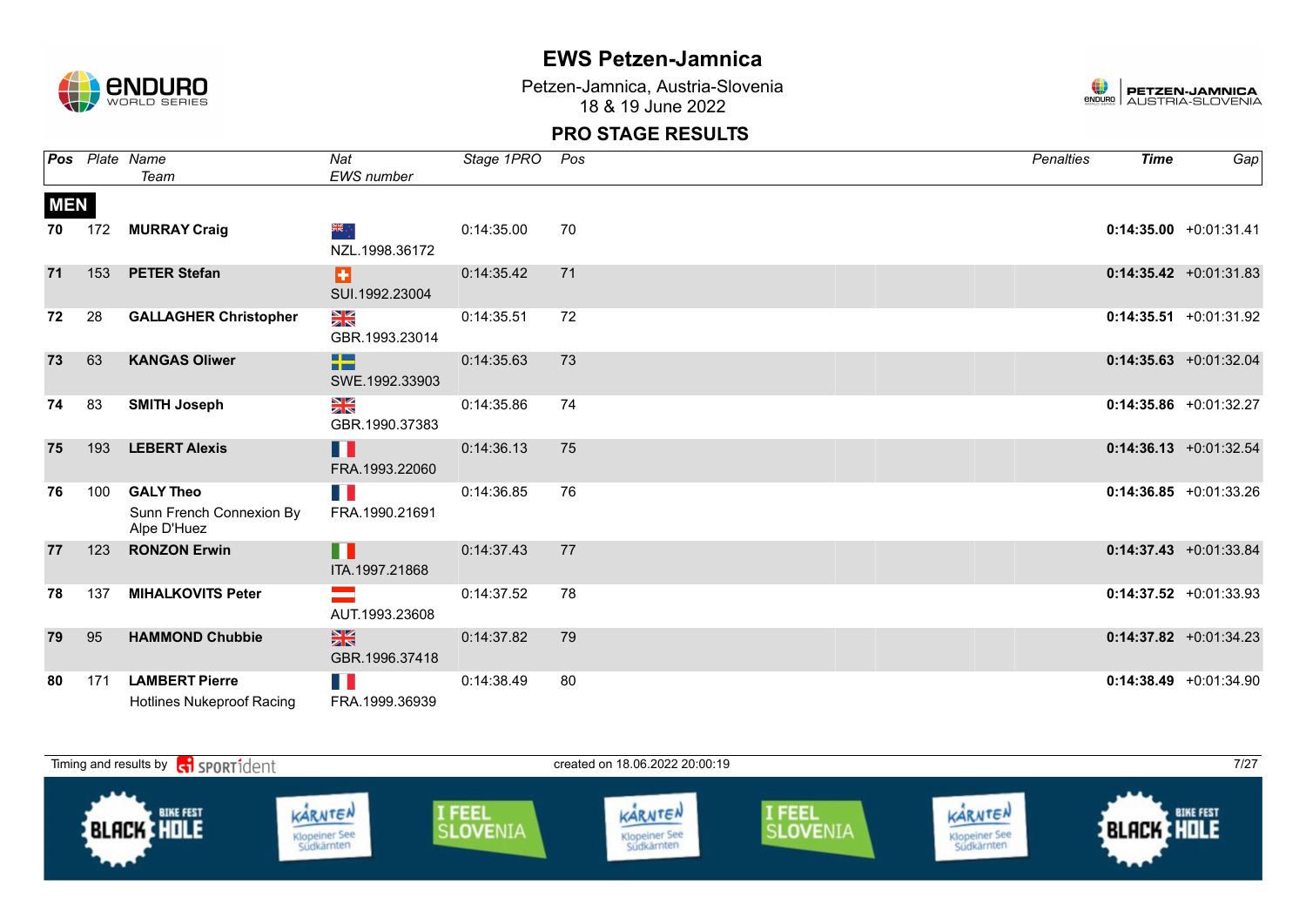# EWS Petzen-Jamnica

Petzen-Jamnica, Austria-Slovenia
18 & 19 June 2022

## PRO STAGE RESULTS

| Pos | Plate | Name / Team | Nat / EWS number | Stage 1PRO | Pos | Penalties | Time | Gap |
|---|---|---|---|---|---|---|---|---|
| **MEN** | | | | | | | | |
| 70 | 172 | **MURRAY Craig** | NZL.1998.36172 | 0:14:35.00 | 70 | | **0:14:35.00** | +0:01:31.41 |
| 71 | 153 | **PETER Stefan** | SUI.1992.23004 | 0:14:35.42 | 71 | | **0:14:35.42** | +0:01:31.83 |
| 72 | 28 | **GALLAGHER Christopher** | GBR.1993.23014 | 0:14:35.51 | 72 | | **0:14:35.51** | +0:01:31.92 |
| 73 | 63 | **KANGAS Oliwer** | SWE.1992.33903 | 0:14:35.63 | 73 | | **0:14:35.63** | +0:01:32.04 |
| 74 | 83 | **SMITH Joseph** | GBR.1990.37383 | 0:14:35.86 | 74 | | **0:14:35.86** | +0:01:32.27 |
| 75 | 193 | **LEBERT Alexis** | FRA.1993.22060 | 0:14:36.13 | 75 | | **0:14:36.13** | +0:01:32.54 |
| 76 | 100 | **GALY Theo** Sunn French Connexion By Alpe D'Huez | FRA.1990.21691 | 0:14:36.85 | 76 | | **0:14:36.85** | +0:01:33.26 |
| 77 | 123 | **RONZON Erwin** | ITA.1997.21868 | 0:14:37.43 | 77 | | **0:14:37.43** | +0:01:33.84 |
| 78 | 137 | **MIHALKOVITS Peter** | AUT.1993.23608 | 0:14:37.52 | 78 | | **0:14:37.52** | +0:01:33.93 |
| 79 | 95 | **HAMMOND Chubbie** | GBR.1996.37418 | 0:14:37.82 | 79 | | **0:14:37.82** | +0:01:34.23 |
| 80 | 171 | **LAMBERT Pierre** Hotlines Nukeproof Racing | FRA.1999.36939 | 0:14:38.49 | 80 | | **0:14:38.49** | +0:01:34.90 |

Timing and results by SPORTident — created on 18.06.2022 20:00:19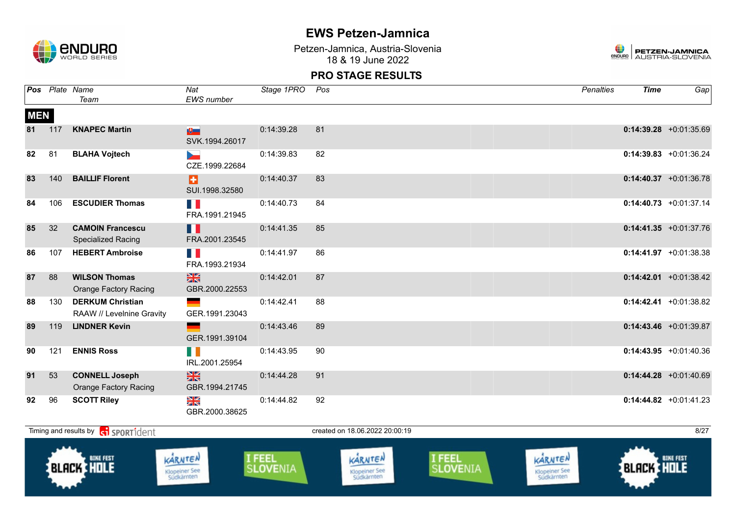# EWS Petzen-Jamnica

Petzen-Jamnica, Austria-Slovenia
18 & 19 June 2022

## PRO STAGE RESULTS

| Pos | Plate | Name / Team | Nat / EWS number | Stage 1PRO | Pos | Penalties | Time | Gap |
|---|---|---|---|---|---|---|---|---|
| **MEN** | | | | | | | | |
| **81** | 117 | **KNAPEC Martin** | SVK.1994.26017 | 0:14:39.28 | 81 | | **0:14:39.28** | +0:01:35.69 |
| **82** | 81 | **BLAHA Vojtech** | CZE.1999.22684 | 0:14:39.83 | 82 | | **0:14:39.83** | +0:01:36.24 |
| **83** | 140 | **BAILLIF Florent** | SUI.1998.32580 | 0:14:40.37 | 83 | | **0:14:40.37** | +0:01:36.78 |
| **84** | 106 | **ESCUDIER Thomas** | FRA.1991.21945 | 0:14:40.73 | 84 | | **0:14:40.73** | +0:01:37.14 |
| **85** | 32 | **CAMOIN Francescu** Specialized Racing | FRA.2001.23545 | 0:14:41.35 | 85 | | **0:14:41.35** | +0:01:37.76 |
| **86** | 107 | **HEBERT Ambroise** | FRA.1993.21934 | 0:14:41.97 | 86 | | **0:14:41.97** | +0:01:38.38 |
| **87** | 88 | **WILSON Thomas** Orange Factory Racing | GBR.2000.22553 | 0:14:42.01 | 87 | | **0:14:42.01** | +0:01:38.42 |
| **88** | 130 | **DERKUM Christian** RAAW // Levelnine Gravity | GER.1991.23043 | 0:14:42.41 | 88 | | **0:14:42.41** | +0:01:38.82 |
| **89** | 119 | **LINDNER Kevin** | GER.1991.39104 | 0:14:43.46 | 89 | | **0:14:43.46** | +0:01:39.87 |
| **90** | 121 | **ENNIS Ross** | IRL.2001.25954 | 0:14:43.95 | 90 | | **0:14:43.95** | +0:01:40.36 |
| **91** | 53 | **CONNELL Joseph** Orange Factory Racing | GBR.1994.21745 | 0:14:44.28 | 91 | | **0:14:44.28** | +0:01:40.69 |
| **92** | 96 | **SCOTT Riley** | GBR.2000.38625 | 0:14:44.82 | 92 | | **0:14:44.82** | +0:01:41.23 |

Timing and results by SPORTident

created on 18.06.2022 20:00:19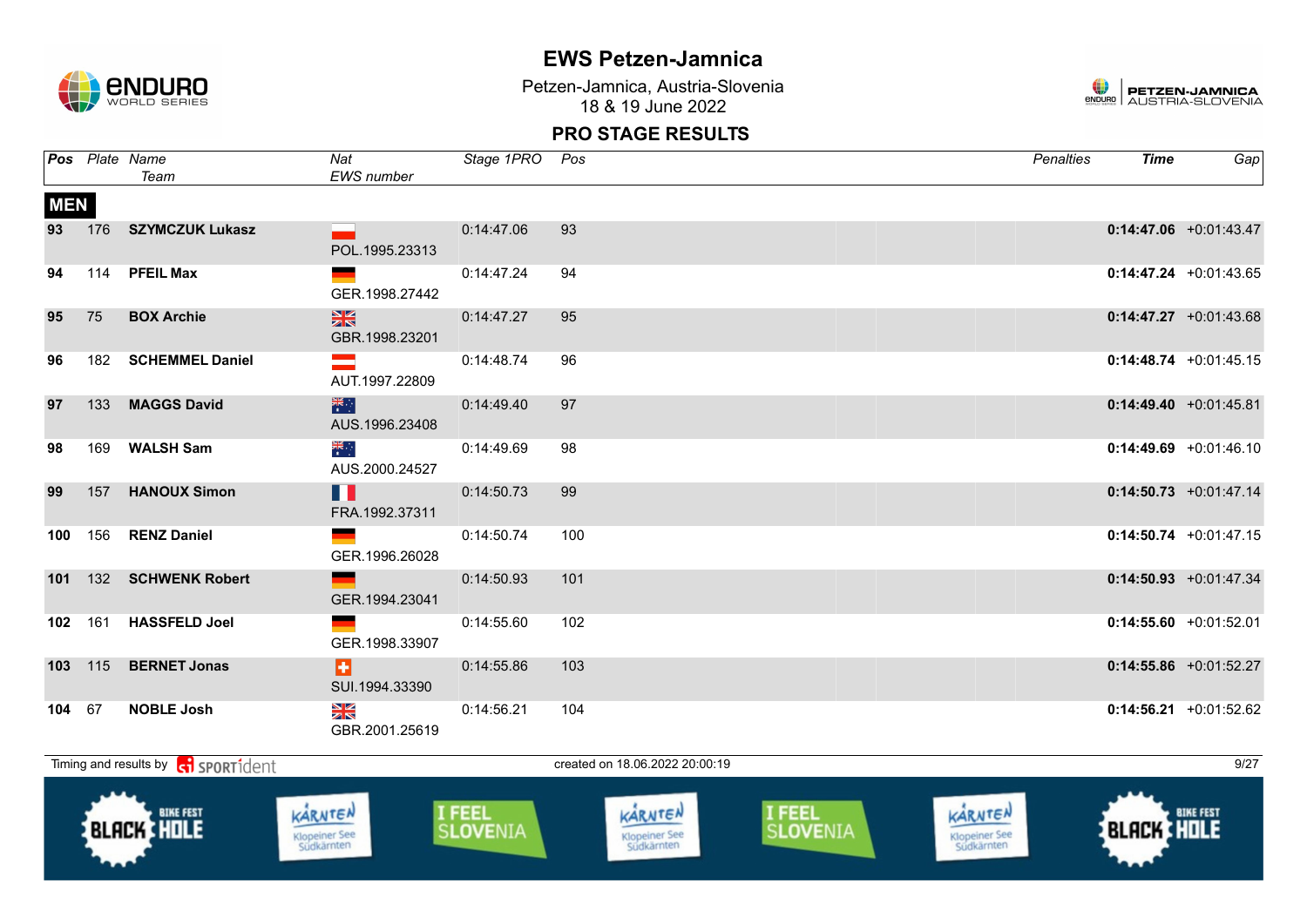# EWS Petzen-Jamnica

Petzen-Jamnica, Austria-Slovenia
18 & 19 June 2022

## PRO STAGE RESULTS

| Pos | Plate | Name / Team | Nat / EWS number | Stage 1PRO | Pos | Penalties | Time | Gap |
|---|---|---|---|---|---|---|---|---|
| **MEN** | | | | | | | | |
| 93 | 176 | **SZYMCZUK Lukasz** | POL.1995.23313 | 0:14:47.06 | 93 | | **0:14:47.06** | +0:01:43.47 |
| 94 | 114 | **PFEIL Max** | GER.1998.27442 | 0:14:47.24 | 94 | | **0:14:47.24** | +0:01:43.65 |
| 95 | 75 | **BOX Archie** | GBR.1998.23201 | 0:14:47.27 | 95 | | **0:14:47.27** | +0:01:43.68 |
| 96 | 182 | **SCHEMMEL Daniel** | AUT.1997.22809 | 0:14:48.74 | 96 | | **0:14:48.74** | +0:01:45.15 |
| 97 | 133 | **MAGGS David** | AUS.1996.23408 | 0:14:49.40 | 97 | | **0:14:49.40** | +0:01:45.81 |
| 98 | 169 | **WALSH Sam** | AUS.2000.24527 | 0:14:49.69 | 98 | | **0:14:49.69** | +0:01:46.10 |
| 99 | 157 | **HANOUX Simon** | FRA.1992.37311 | 0:14:50.73 | 99 | | **0:14:50.73** | +0:01:47.14 |
| 100 | 156 | **RENZ Daniel** | GER.1996.26028 | 0:14:50.74 | 100 | | **0:14:50.74** | +0:01:47.15 |
| 101 | 132 | **SCHWENK Robert** | GER.1994.23041 | 0:14:50.93 | 101 | | **0:14:50.93** | +0:01:47.34 |
| 102 | 161 | **HASSFELD Joel** | GER.1998.33907 | 0:14:55.60 | 102 | | **0:14:55.60** | +0:01:52.01 |
| 103 | 115 | **BERNET Jonas** | SUI.1994.33390 | 0:14:55.86 | 103 | | **0:14:55.86** | +0:01:52.27 |
| 104 | 67 | **NOBLE Josh** | GBR.2001.25619 | 0:14:56.21 | 104 | | **0:14:56.21** | +0:01:52.62 |

Timing and results by SPORTident — created on 18.06.2022 20:00:19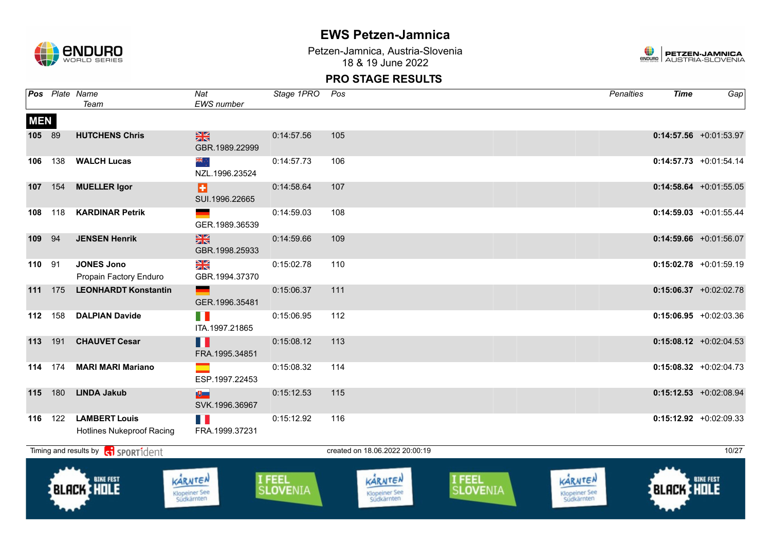# EWS Petzen-Jamnica

Petzen-Jamnica, Austria-Slovenia
18 & 19 June 2022

## PRO STAGE RESULTS

| Pos | Plate | Name / Team | Nat / EWS number | Stage 1PRO | Pos | Penalties | Time | Gap |
|---|---|---|---|---|---|---|---|---|
| **MEN** | | | | | | | | |
| **105** | 89 | **HUTCHENS Chris** | GBR.1989.22999 | 0:14:57.56 | 105 | | **0:14:57.56** | +0:01:53.97 |
| **106** | 138 | **WALCH Lucas** | NZL.1996.23524 | 0:14:57.73 | 106 | | **0:14:57.73** | +0:01:54.14 |
| **107** | 154 | **MUELLER Igor** | SUI.1996.22665 | 0:14:58.64 | 107 | | **0:14:58.64** | +0:01:55.05 |
| **108** | 118 | **KARDINAR Petrik** | GER.1989.36539 | 0:14:59.03 | 108 | | **0:14:59.03** | +0:01:55.44 |
| **109** | 94 | **JENSEN Henrik** | GBR.1998.25933 | 0:14:59.66 | 109 | | **0:14:59.66** | +0:01:56.07 |
| **110** | 91 | **JONES Jono** Propain Factory Enduro | GBR.1994.37370 | 0:15:02.78 | 110 | | **0:15:02.78** | +0:01:59.19 |
| **111** | 175 | **LEONHARDT Konstantin** | GER.1996.35481 | 0:15:06.37 | 111 | | **0:15:06.37** | +0:02:02.78 |
| **112** | 158 | **DALPIAN Davide** | ITA.1997.21865 | 0:15:06.95 | 112 | | **0:15:06.95** | +0:02:03.36 |
| **113** | 191 | **CHAUVET Cesar** | FRA.1995.34851 | 0:15:08.12 | 113 | | **0:15:08.12** | +0:02:04.53 |
| **114** | 174 | **MARI MARI Mariano** | ESP.1997.22453 | 0:15:08.32 | 114 | | **0:15:08.32** | +0:02:04.73 |
| **115** | 180 | **LINDA Jakub** | SVK.1996.36967 | 0:15:12.53 | 115 | | **0:15:12.53** | +0:02:08.94 |
| **116** | 122 | **LAMBERT Louis** Hotlines Nukeproof Racing | FRA.1999.37231 | 0:15:12.92 | 116 | | **0:15:12.92** | +0:02:09.33 |

Timing and results by SPORTident — created on 18.06.2022 20:00:19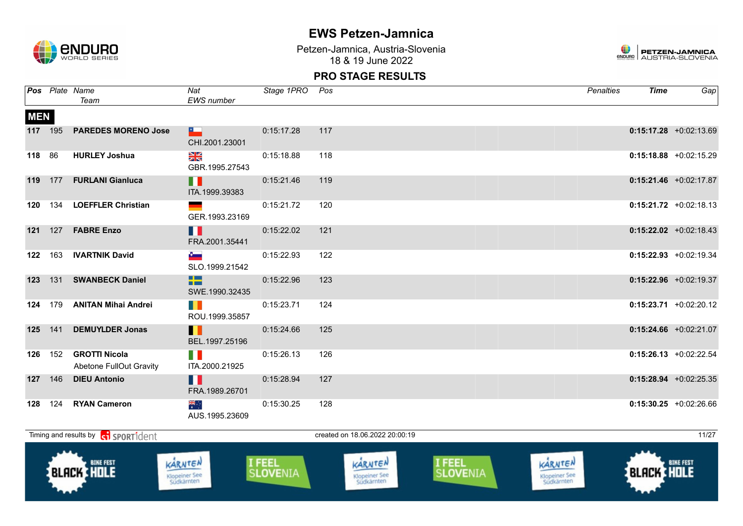# EWS Petzen-Jamnica

Petzen-Jamnica, Austria-Slovenia
18 & 19 June 2022

## PRO STAGE RESULTS

| Pos | Plate | Name / Team | Nat / EWS number | Stage 1PRO | Pos | Penalties | Time | Gap |
|---|---|---|---|---|---|---|---|---|
| **MEN** | | | | | | | | |
| **117** | 195 | **PAREDES MORENO Jose** | CHI.2001.23001 | 0:15:17.28 | 117 | | **0:15:17.28** | +0:02:13.69 |
| **118** | 86 | **HURLEY Joshua** | GBR.1995.27543 | 0:15:18.88 | 118 | | **0:15:18.88** | +0:02:15.29 |
| **119** | 177 | **FURLANI Gianluca** | ITA.1999.39383 | 0:15:21.46 | 119 | | **0:15:21.46** | +0:02:17.87 |
| **120** | 134 | **LOEFFLER Christian** | GER.1993.23169 | 0:15:21.72 | 120 | | **0:15:21.72** | +0:02:18.13 |
| **121** | 127 | **FABRE Enzo** | FRA.2001.35441 | 0:15:22.02 | 121 | | **0:15:22.02** | +0:02:18.43 |
| **122** | 163 | **IVARTNIK David** | SLO.1999.21542 | 0:15:22.93 | 122 | | **0:15:22.93** | +0:02:19.34 |
| **123** | 131 | **SWANBECK Daniel** | SWE.1990.32435 | 0:15:22.96 | 123 | | **0:15:22.96** | +0:02:19.37 |
| **124** | 179 | **ANITAN Mihai Andrei** | ROU.1999.35857 | 0:15:23.71 | 124 | | **0:15:23.71** | +0:02:20.12 |
| **125** | 141 | **DEMUYLDER Jonas** | BEL.1997.25196 | 0:15:24.66 | 125 | | **0:15:24.66** | +0:02:21.07 |
| **126** | 152 | **GROTTI Nicola** Abetone FullOut Gravity | ITA.2000.21925 | 0:15:26.13 | 126 | | **0:15:26.13** | +0:02:22.54 |
| **127** | 146 | **DIEU Antonio** | FRA.1989.26701 | 0:15:28.94 | 127 | | **0:15:28.94** | +0:02:25.35 |
| **128** | 124 | **RYAN Cameron** | AUS.1995.23609 | 0:15:30.25 | 128 | | **0:15:30.25** | +0:02:26.66 |

Timing and results by SPORTident — created on 18.06.2022 20:00:19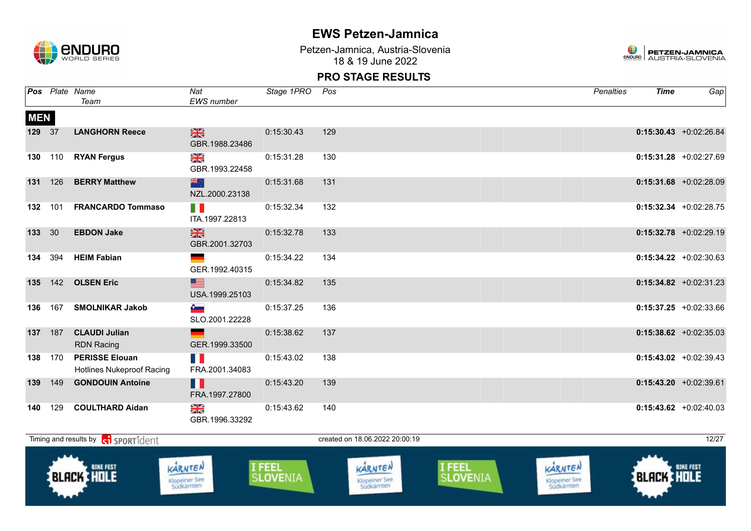# EWS Petzen-Jamnica

Petzen-Jamnica, Austria-Slovenia
18 & 19 June 2022

## PRO STAGE RESULTS

**MEN**

| Pos | Plate | Name / Team | Nat / EWS number | Stage 1PRO | Pos | Penalties | Time | Gap |
|---|---|---|---|---|---|---|---|---|
| 129 | 37 | **LANGHORN Reece** | GBR.1988.23486 | 0:15:30.43 | 129 | | **0:15:30.43** | +0:02:26.84 |
| 130 | 110 | **RYAN Fergus** | GBR.1993.22458 | 0:15:31.28 | 130 | | **0:15:31.28** | +0:02:27.69 |
| 131 | 126 | **BERRY Matthew** | NZL.2000.23138 | 0:15:31.68 | 131 | | **0:15:31.68** | +0:02:28.09 |
| 132 | 101 | **FRANCARDO Tommaso** | ITA.1997.22813 | 0:15:32.34 | 132 | | **0:15:32.34** | +0:02:28.75 |
| 133 | 30 | **EBDON Jake** | GBR.2001.32703 | 0:15:32.78 | 133 | | **0:15:32.78** | +0:02:29.19 |
| 134 | 394 | **HEIM Fabian** | GER.1992.40315 | 0:15:34.22 | 134 | | **0:15:34.22** | +0:02:30.63 |
| 135 | 142 | **OLSEN Eric** | USA.1999.25103 | 0:15:34.82 | 135 | | **0:15:34.82** | +0:02:31.23 |
| 136 | 167 | **SMOLNIKAR Jakob** | SLO.2001.22228 | 0:15:37.25 | 136 | | **0:15:37.25** | +0:02:33.66 |
| 137 | 187 | **CLAUDI Julian**<br>RDN Racing | GER.1999.33500 | 0:15:38.62 | 137 | | **0:15:38.62** | +0:02:35.03 |
| 138 | 170 | **PERISSE Elouan**<br>Hotlines Nukeproof Racing | FRA.2001.34083 | 0:15:43.02 | 138 | | **0:15:43.02** | +0:02:39.43 |
| 139 | 149 | **GONDOUIN Antoine** | FRA.1997.27800 | 0:15:43.20 | 139 | | **0:15:43.20** | +0:02:39.61 |
| 140 | 129 | **COULTHARD Aidan** | GBR.1996.33292 | 0:15:43.62 | 140 | | **0:15:43.62** | +0:02:40.03 |

Timing and results by SPORTident — created on 18.06.2022 20:00:19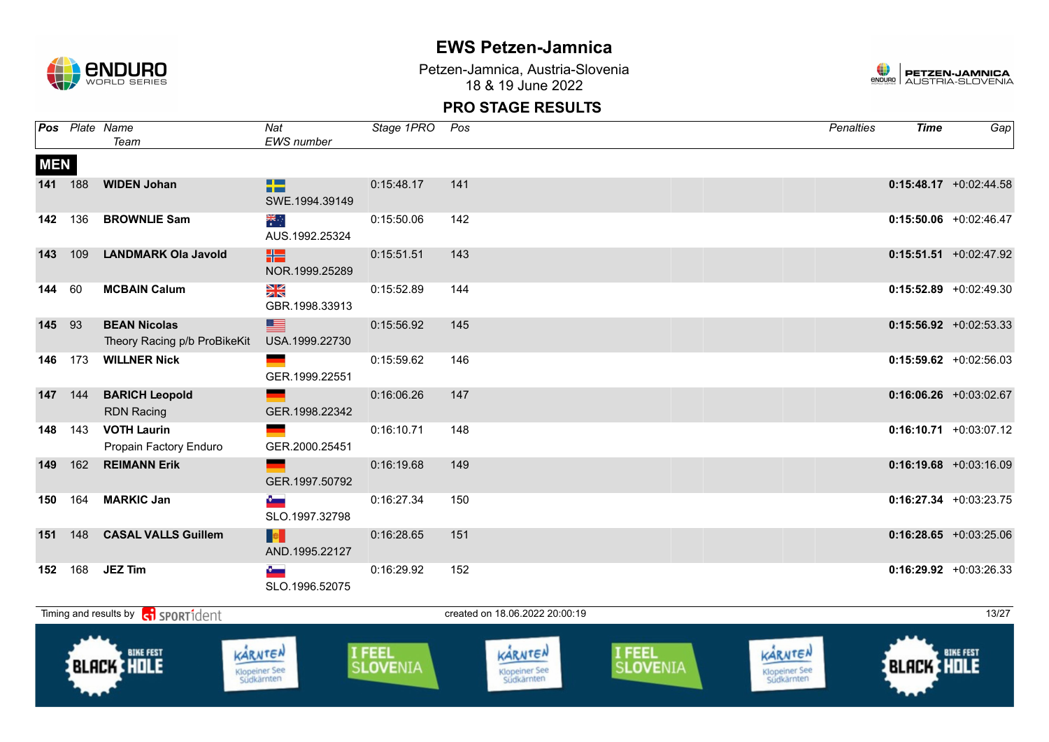# EWS Petzen-Jamnica

Petzen-Jamnica, Austria-Slovenia
18 & 19 June 2022

## PRO STAGE RESULTS

**MEN**

| Pos | Plate | Name / Team | Nat / EWS number | Stage 1PRO | Pos | Penalties | Time | Gap |
|---|---|---|---|---|---|---|---|---|
| **141** | 188 | **WIDEN Johan** | SWE.1994.39149 | 0:15:48.17 | 141 | | **0:15:48.17** | +0:02:44.58 |
| **142** | 136 | **BROWNLIE Sam** | AUS.1992.25324 | 0:15:50.06 | 142 | | **0:15:50.06** | +0:02:46.47 |
| **143** | 109 | **LANDMARK Ola Javold** | NOR.1999.25289 | 0:15:51.51 | 143 | | **0:15:51.51** | +0:02:47.92 |
| **144** | 60 | **MCBAIN Calum** | GBR.1998.33913 | 0:15:52.89 | 144 | | **0:15:52.89** | +0:02:49.30 |
| **145** | 93 | **BEAN Nicolas** Theory Racing p/b ProBikeKit | USA.1999.22730 | 0:15:56.92 | 145 | | **0:15:56.92** | +0:02:53.33 |
| **146** | 173 | **WILLNER Nick** | GER.1999.22551 | 0:15:59.62 | 146 | | **0:15:59.62** | +0:02:56.03 |
| **147** | 144 | **BARICH Leopold** RDN Racing | GER.1998.22342 | 0:16:06.26 | 147 | | **0:16:06.26** | +0:03:02.67 |
| **148** | 143 | **VOTH Laurin** Propain Factory Enduro | GER.2000.25451 | 0:16:10.71 | 148 | | **0:16:10.71** | +0:03:07.12 |
| **149** | 162 | **REIMANN Erik** | GER.1997.50792 | 0:16:19.68 | 149 | | **0:16:19.68** | +0:03:16.09 |
| **150** | 164 | **MARKIC Jan** | SLO.1997.32798 | 0:16:27.34 | 150 | | **0:16:27.34** | +0:03:23.75 |
| **151** | 148 | **CASAL VALLS Guillem** | AND.1995.22127 | 0:16:28.65 | 151 | | **0:16:28.65** | +0:03:25.06 |
| **152** | 168 | **JEZ Tim** | SLO.1996.52075 | 0:16:29.92 | 152 | | **0:16:29.92** | +0:03:26.33 |

Timing and results by SPORTident — created on 18.06.2022 20:00:19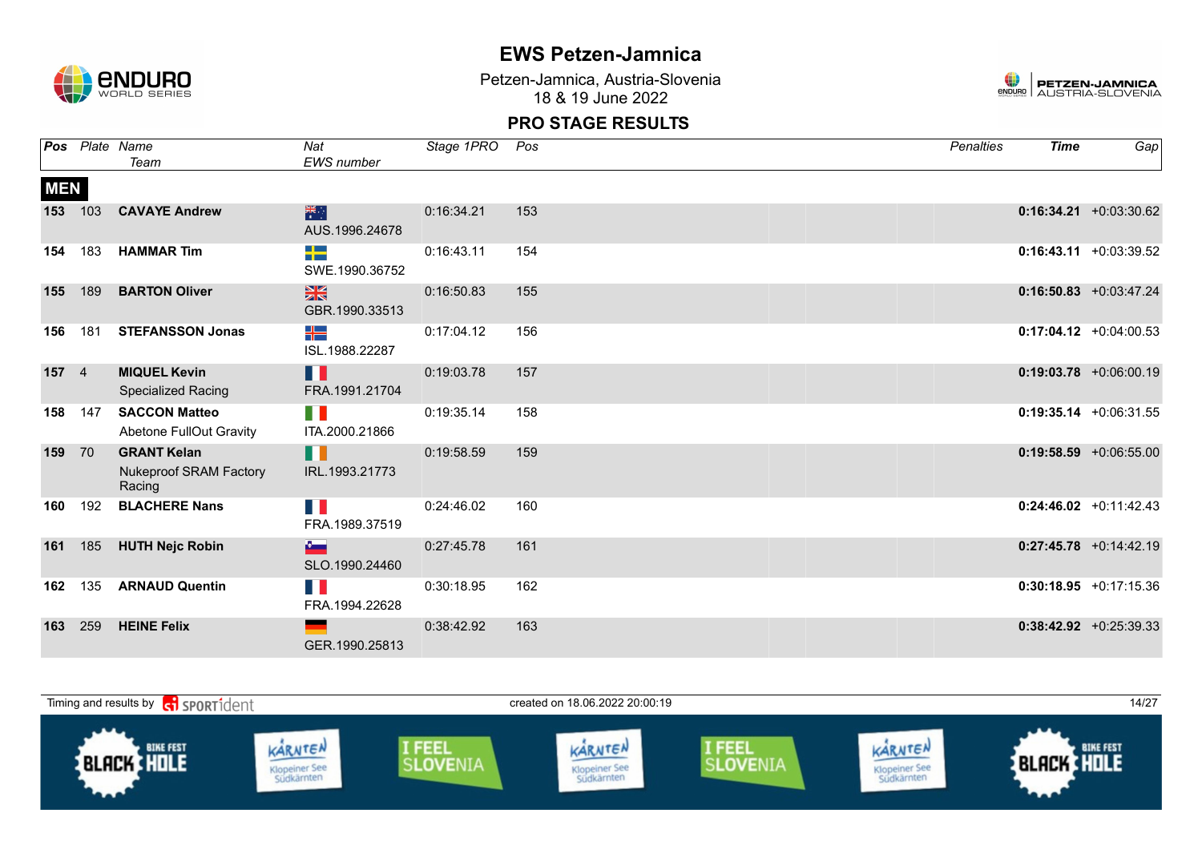# EWS Petzen-Jamnica

Petzen-Jamnica, Austria-Slovenia
18 & 19 June 2022

## PRO STAGE RESULTS

| Pos | Plate | Name / Team | Nat / EWS number | Stage 1PRO | Pos | Penalties | Time | Gap |
|---|---|---|---|---|---|---|---|---|
| **MEN** | | | | | | | | |
| **153** | 103 | **CAVAYE Andrew** | AUS.1996.24678 | 0:16:34.21 | 153 | | **0:16:34.21** | +0:03:30.62 |
| **154** | 183 | **HAMMAR Tim** | SWE.1990.36752 | 0:16:43.11 | 154 | | **0:16:43.11** | +0:03:39.52 |
| **155** | 189 | **BARTON Oliver** | GBR.1990.33513 | 0:16:50.83 | 155 | | **0:16:50.83** | +0:03:47.24 |
| **156** | 181 | **STEFANSSON Jonas** | ISL.1988.22287 | 0:17:04.12 | 156 | | **0:17:04.12** | +0:04:00.53 |
| **157** | 4 | **MIQUEL Kevin** Specialized Racing | FRA.1991.21704 | 0:19:03.78 | 157 | | **0:19:03.78** | +0:06:00.19 |
| **158** | 147 | **SACCON Matteo** Abetone FullOut Gravity | ITA.2000.21866 | 0:19:35.14 | 158 | | **0:19:35.14** | +0:06:31.55 |
| **159** | 70 | **GRANT Kelan** Nukeproof SRAM Factory Racing | IRL.1993.21773 | 0:19:58.59 | 159 | | **0:19:58.59** | +0:06:55.00 |
| **160** | 192 | **BLACHERE Nans** | FRA.1989.37519 | 0:24:46.02 | 160 | | **0:24:46.02** | +0:11:42.43 |
| **161** | 185 | **HUTH Nejc Robin** | SLO.1990.24460 | 0:27:45.78 | 161 | | **0:27:45.78** | +0:14:42.19 |
| **162** | 135 | **ARNAUD Quentin** | FRA.1994.22628 | 0:30:18.95 | 162 | | **0:30:18.95** | +0:17:15.36 |
| **163** | 259 | **HEINE Felix** | GER.1990.25813 | 0:38:42.92 | 163 | | **0:38:42.92** | +0:25:39.33 |

Timing and results by SPORTident — created on 18.06.2022 20:00:19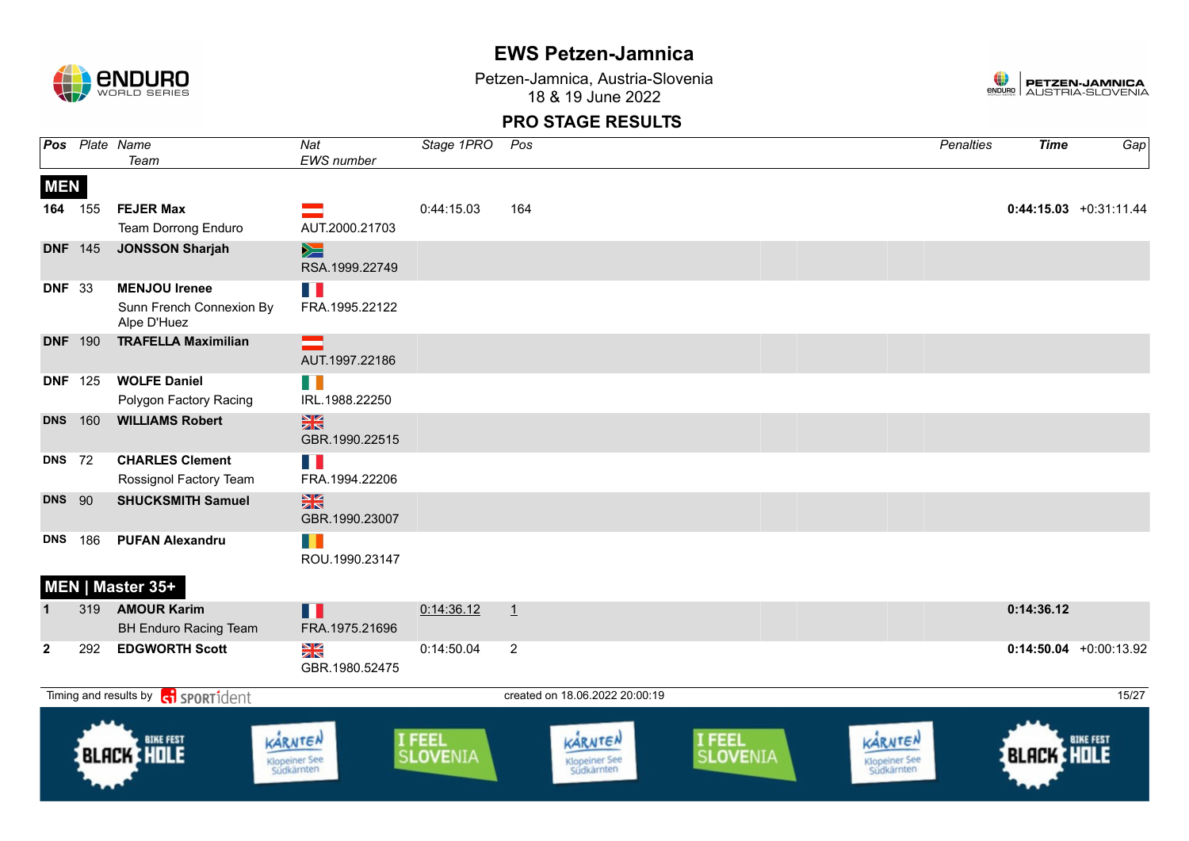# EWS Petzen-Jamnica

Petzen-Jamnica, Austria-Slovenia
18 & 19 June 2022

## PRO STAGE RESULTS

| Pos | Plate | Name / Team | Nat / EWS number | Stage 1PRO | Pos | Penalties | Time | Gap |
|---|---|---|---|---|---|---|---|---|
| **MEN** | | | | | | | | |
| **164** | 155 | **FEJER Max** Team Dorrong Enduro | AUT.2000.21703 | 0:44:15.03 | 164 | | **0:44:15.03** | +0:31:11.44 |
| **DNF** | 145 | **JONSSON Sharjah** | RSA.1999.22749 | | | | | |
| **DNF** | 33 | **MENJOU Irenee** Sunn French Connexion By Alpe D'Huez | FRA.1995.22122 | | | | | |
| **DNF** | 190 | **TRAFELLA Maximilian** | AUT.1997.22186 | | | | | |
| **DNF** | 125 | **WOLFE Daniel** Polygon Factory Racing | IRL.1988.22250 | | | | | |
| **DNS** | 160 | **WILLIAMS Robert** | GBR.1990.22515 | | | | | |
| **DNS** | 72 | **CHARLES Clement** Rossignol Factory Team | FRA.1994.22206 | | | | | |
| **DNS** | 90 | **SHUCKSMITH Samuel** | GBR.1990.23007 | | | | | |
| **DNS** | 186 | **PUFAN Alexandru** | ROU.1990.23147 | | | | | |
| **MEN \| Master 35+** | | | | | | | | |
| **1** | 319 | **AMOUR Karim** BH Enduro Racing Team | FRA.1975.21696 | 0:14:36.12 | 1 | | **0:14:36.12** | |
| **2** | 292 | **EDGWORTH Scott** | GBR.1980.52475 | 0:14:50.04 | 2 | | **0:14:50.04** | +0:00:13.92 |

Timing and results by SPORTident

created on 18.06.2022 20:00:19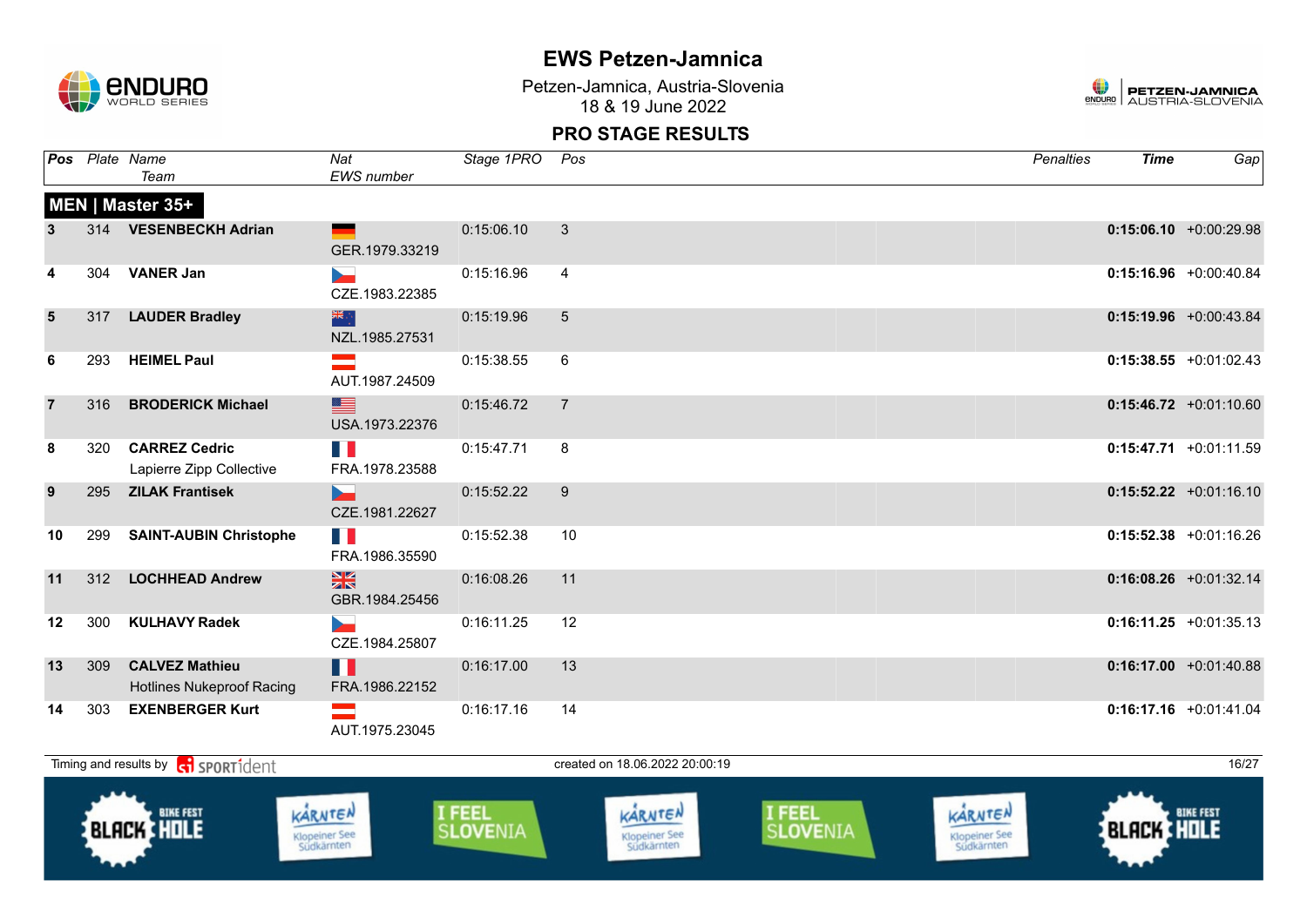# EWS Petzen-Jamnica

Petzen-Jamnica, Austria-Slovenia
18 & 19 June 2022

## PRO STAGE RESULTS

### MEN | Master 35+

| Pos | Plate | Name / Team | Nat / EWS number | Stage 1PRO | Pos | Penalties | Time | Gap |
|---|---|---|---|---|---|---|---|---|
| 3 | 314 | **VESENBECKH Adrian** | GER.1979.33219 | 0:15:06.10 | 3 | | **0:15:06.10** | +0:00:29.98 |
| 4 | 304 | **VANER Jan** | CZE.1983.22385 | 0:15:16.96 | 4 | | **0:15:16.96** | +0:00:40.84 |
| 5 | 317 | **LAUDER Bradley** | NZL.1985.27531 | 0:15:19.96 | 5 | | **0:15:19.96** | +0:00:43.84 |
| 6 | 293 | **HEIMEL Paul** | AUT.1987.24509 | 0:15:38.55 | 6 | | **0:15:38.55** | +0:01:02.43 |
| 7 | 316 | **BRODERICK Michael** | USA.1973.22376 | 0:15:46.72 | 7 | | **0:15:46.72** | +0:01:10.60 |
| 8 | 320 | **CARREZ Cedric** Lapierre Zipp Collective | FRA.1978.23588 | 0:15:47.71 | 8 | | **0:15:47.71** | +0:01:11.59 |
| 9 | 295 | **ZILAK Frantisek** | CZE.1981.22627 | 0:15:52.22 | 9 | | **0:15:52.22** | +0:01:16.10 |
| 10 | 299 | **SAINT-AUBIN Christophe** | FRA.1986.35590 | 0:15:52.38 | 10 | | **0:15:52.38** | +0:01:16.26 |
| 11 | 312 | **LOCHHEAD Andrew** | GBR.1984.25456 | 0:16:08.26 | 11 | | **0:16:08.26** | +0:01:32.14 |
| 12 | 300 | **KULHAVY Radek** | CZE.1984.25807 | 0:16:11.25 | 12 | | **0:16:11.25** | +0:01:35.13 |
| 13 | 309 | **CALVEZ Mathieu** Hotlines Nukeproof Racing | FRA.1986.22152 | 0:16:17.00 | 13 | | **0:16:17.00** | +0:01:40.88 |
| 14 | 303 | **EXENBERGER Kurt** | AUT.1975.23045 | 0:16:17.16 | 14 | | **0:16:17.16** | +0:01:41.04 |

Timing and results by SPORTident — created on 18.06.2022 20:00:19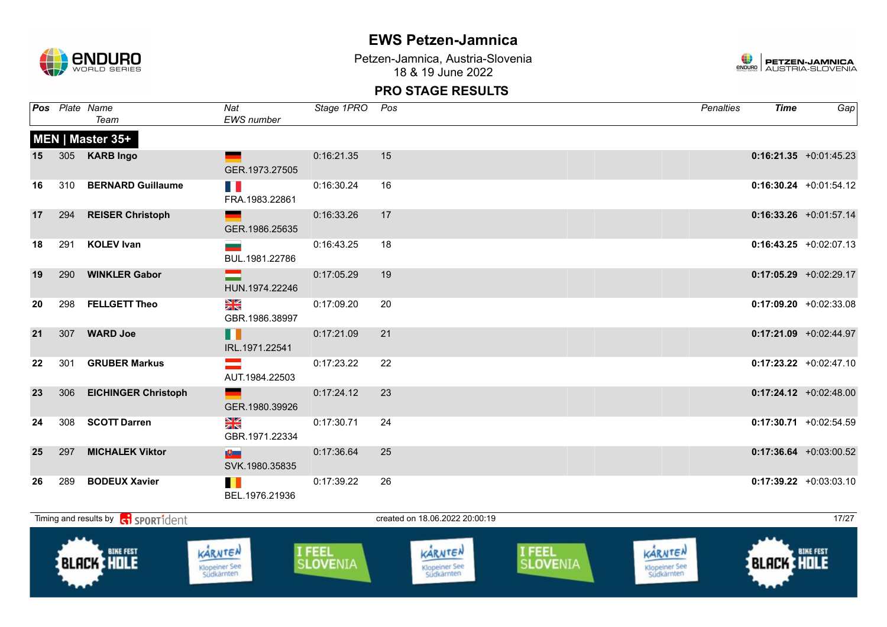# EWS Petzen-Jamnica

Petzen-Jamnica, Austria-Slovenia
18 & 19 June 2022

## PRO STAGE RESULTS

| Pos | Plate | Name / Team | Nat / EWS number | Stage 1PRO | Pos | Penalties | Time | Gap |
|---|---|---|---|---|---|---|---|---|
| **MEN \| Master 35+** | | | | | | | | |
| 15 | 305 | **KARB Ingo** | GER.1973.27505 | 0:16:21.35 | 15 | | **0:16:21.35** | +0:01:45.23 |
| 16 | 310 | **BERNARD Guillaume** | FRA.1983.22861 | 0:16:30.24 | 16 | | **0:16:30.24** | +0:01:54.12 |
| 17 | 294 | **REISER Christoph** | GER.1986.25635 | 0:16:33.26 | 17 | | **0:16:33.26** | +0:01:57.14 |
| 18 | 291 | **KOLEV Ivan** | BUL.1981.22786 | 0:16:43.25 | 18 | | **0:16:43.25** | +0:02:07.13 |
| 19 | 290 | **WINKLER Gabor** | HUN.1974.22246 | 0:17:05.29 | 19 | | **0:17:05.29** | +0:02:29.17 |
| 20 | 298 | **FELLGETT Theo** | GBR.1986.38997 | 0:17:09.20 | 20 | | **0:17:09.20** | +0:02:33.08 |
| 21 | 307 | **WARD Joe** | IRL.1971.22541 | 0:17:21.09 | 21 | | **0:17:21.09** | +0:02:44.97 |
| 22 | 301 | **GRUBER Markus** | AUT.1984.22503 | 0:17:23.22 | 22 | | **0:17:23.22** | +0:02:47.10 |
| 23 | 306 | **EICHINGER Christoph** | GER.1980.39926 | 0:17:24.12 | 23 | | **0:17:24.12** | +0:02:48.00 |
| 24 | 308 | **SCOTT Darren** | GBR.1971.22334 | 0:17:30.71 | 24 | | **0:17:30.71** | +0:02:54.59 |
| 25 | 297 | **MICHALEK Viktor** | SVK.1980.35835 | 0:17:36.64 | 25 | | **0:17:36.64** | +0:03:00.52 |
| 26 | 289 | **BODEUX Xavier** | BEL.1976.21936 | 0:17:39.22 | 26 | | **0:17:39.22** | +0:03:03.10 |

Timing and results by SPORTident

created on 18.06.2022 20:00:19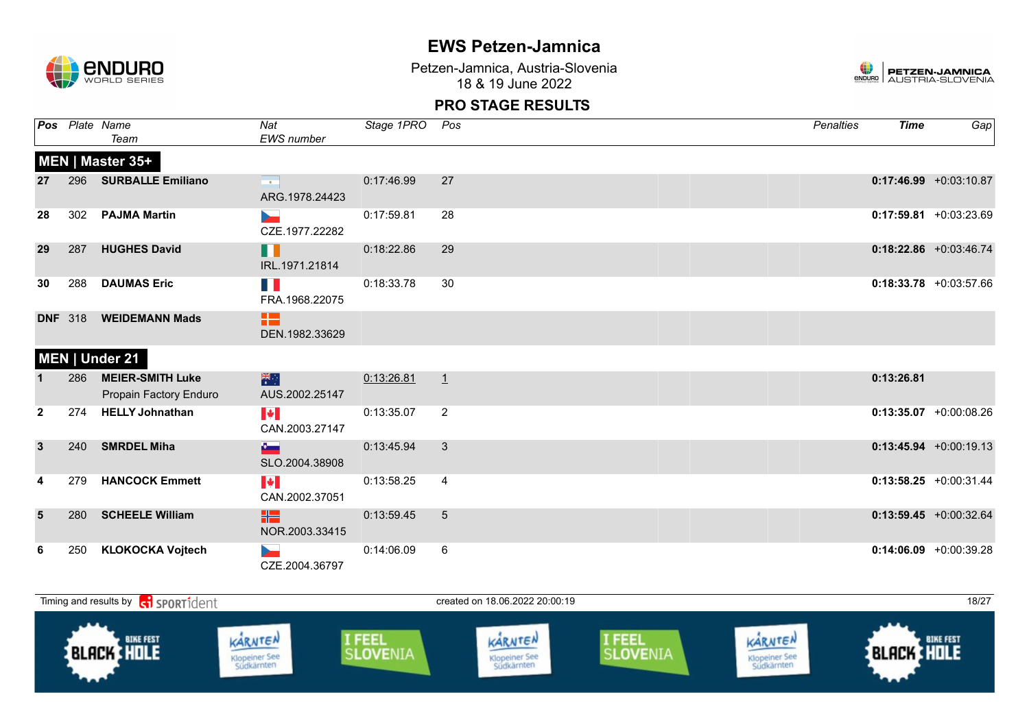# EWS Petzen-Jamnica

Petzen-Jamnica, Austria-Slovenia
18 & 19 June 2022

## PRO STAGE RESULTS

| Pos | Plate | Name / Team | Nat / EWS number | Stage 1PRO | Pos | Penalties | Time | Gap |
|---|---|---|---|---|---|---|---|---|
| **MEN \| Master 35+** | | | | | | | | |
| **27** | 296 | **SURBALLE Emiliano** | ARG.1978.24423 | 0:17:46.99 | 27 | | **0:17:46.99** | +0:03:10.87 |
| **28** | 302 | **PAJMA Martin** | CZE.1977.22282 | 0:17:59.81 | 28 | | **0:17:59.81** | +0:03:23.69 |
| **29** | 287 | **HUGHES David** | IRL.1971.21814 | 0:18:22.86 | 29 | | **0:18:22.86** | +0:03:46.74 |
| **30** | 288 | **DAUMAS Eric** | FRA.1968.22075 | 0:18:33.78 | 30 | | **0:18:33.78** | +0:03:57.66 |
| **DNF** | 318 | **WEIDEMANN Mads** | DEN.1982.33629 | | | | | |
| **MEN \| Under 21** | | | | | | | | |
| **1** | 286 | **MEIER-SMITH Luke** Propain Factory Enduro | AUS.2002.25147 | 0:13:26.81 | 1 | | **0:13:26.81** | |
| **2** | 274 | **HELLY Johnathan** | CAN.2003.27147 | 0:13:35.07 | 2 | | **0:13:35.07** | +0:00:08.26 |
| **3** | 240 | **SMRDEL Miha** | SLO.2004.38908 | 0:13:45.94 | 3 | | **0:13:45.94** | +0:00:19.13 |
| **4** | 279 | **HANCOCK Emmett** | CAN.2002.37051 | 0:13:58.25 | 4 | | **0:13:58.25** | +0:00:31.44 |
| **5** | 280 | **SCHEELE William** | NOR.2003.33415 | 0:13:59.45 | 5 | | **0:13:59.45** | +0:00:32.64 |
| **6** | 250 | **KLOKOCKA Vojtech** | CZE.2004.36797 | 0:14:06.09 | 6 | | **0:14:06.09** | +0:00:39.28 |

Timing and results by SPORTident

created on 18.06.2022 20:00:19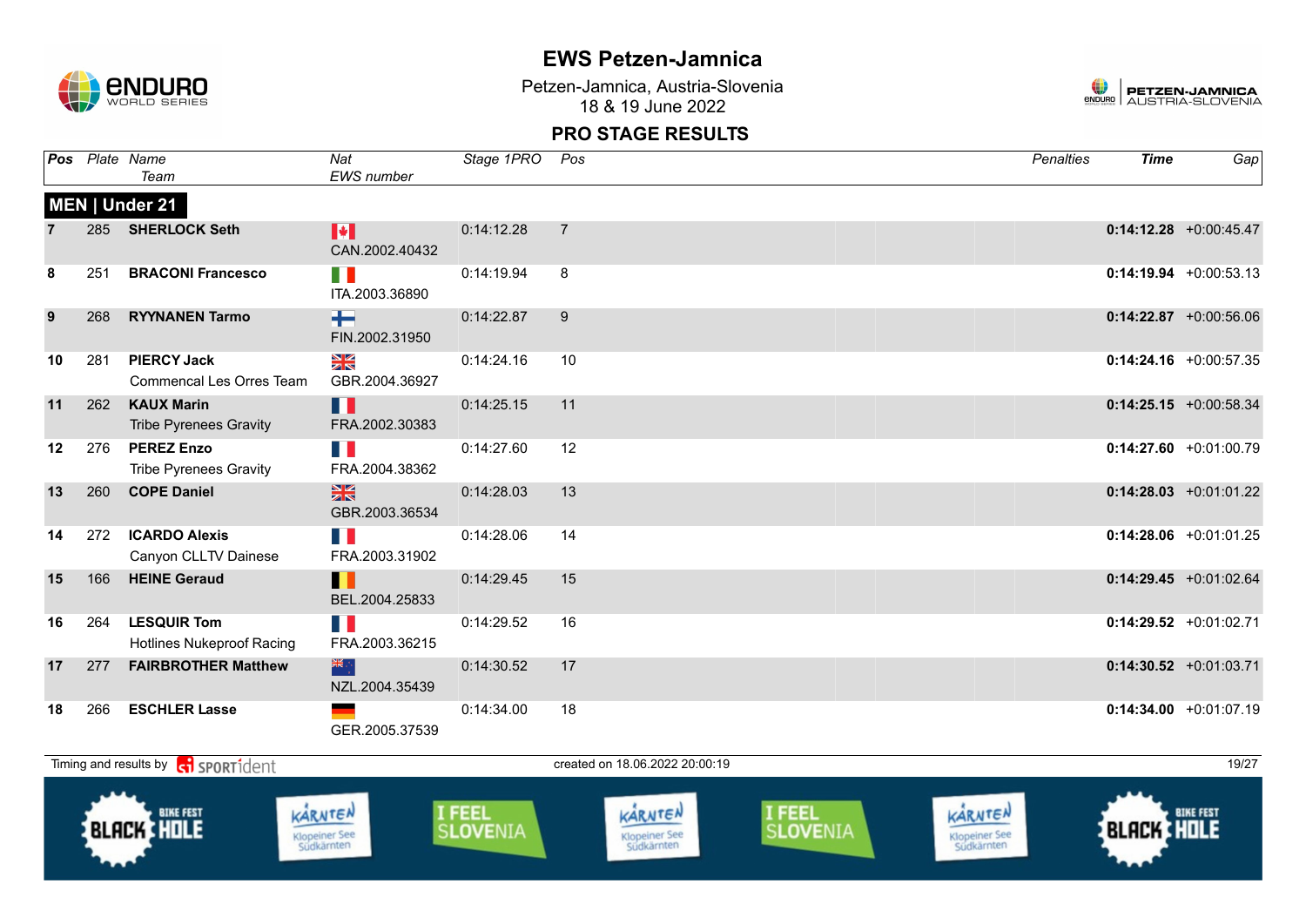# EWS Petzen-Jamnica

Petzen-Jamnica, Austria-Slovenia
18 & 19 June 2022

## PRO STAGE RESULTS

### MEN | Under 21

| Pos | Plate | Name / Team | Nat / EWS number | Stage 1PRO | Pos | Penalties | Time | Gap |
|---|---|---|---|---|---|---|---|---|
| 7 | 285 | **SHERLOCK Seth** | CAN.2002.40432 | 0:14:12.28 | 7 | | **0:14:12.28** | +0:00:45.47 |
| 8 | 251 | **BRACONI Francesco** | ITA.2003.36890 | 0:14:19.94 | 8 | | **0:14:19.94** | +0:00:53.13 |
| 9 | 268 | **RYYNANEN Tarmo** | FIN.2002.31950 | 0:14:22.87 | 9 | | **0:14:22.87** | +0:00:56.06 |
| 10 | 281 | **PIERCY Jack** Commencal Les Orres Team | GBR.2004.36927 | 0:14:24.16 | 10 | | **0:14:24.16** | +0:00:57.35 |
| 11 | 262 | **KAUX Marin** Tribe Pyrenees Gravity | FRA.2002.30383 | 0:14:25.15 | 11 | | **0:14:25.15** | +0:00:58.34 |
| 12 | 276 | **PEREZ Enzo** Tribe Pyrenees Gravity | FRA.2004.38362 | 0:14:27.60 | 12 | | **0:14:27.60** | +0:01:00.79 |
| 13 | 260 | **COPE Daniel** | GBR.2003.36534 | 0:14:28.03 | 13 | | **0:14:28.03** | +0:01:01.22 |
| 14 | 272 | **ICARDO Alexis** Canyon CLLTV Dainese | FRA.2003.31902 | 0:14:28.06 | 14 | | **0:14:28.06** | +0:01:01.25 |
| 15 | 166 | **HEINE Geraud** | BEL.2004.25833 | 0:14:29.45 | 15 | | **0:14:29.45** | +0:01:02.64 |
| 16 | 264 | **LESQUIR Tom** Hotlines Nukeproof Racing | FRA.2003.36215 | 0:14:29.52 | 16 | | **0:14:29.52** | +0:01:02.71 |
| 17 | 277 | **FAIRBROTHER Matthew** | NZL.2004.35439 | 0:14:30.52 | 17 | | **0:14:30.52** | +0:01:03.71 |
| 18 | 266 | **ESCHLER Lasse** | GER.2005.37539 | 0:14:34.00 | 18 | | **0:14:34.00** | +0:01:07.19 |

Timing and results by SPORTident — created on 18.06.2022 20:00:19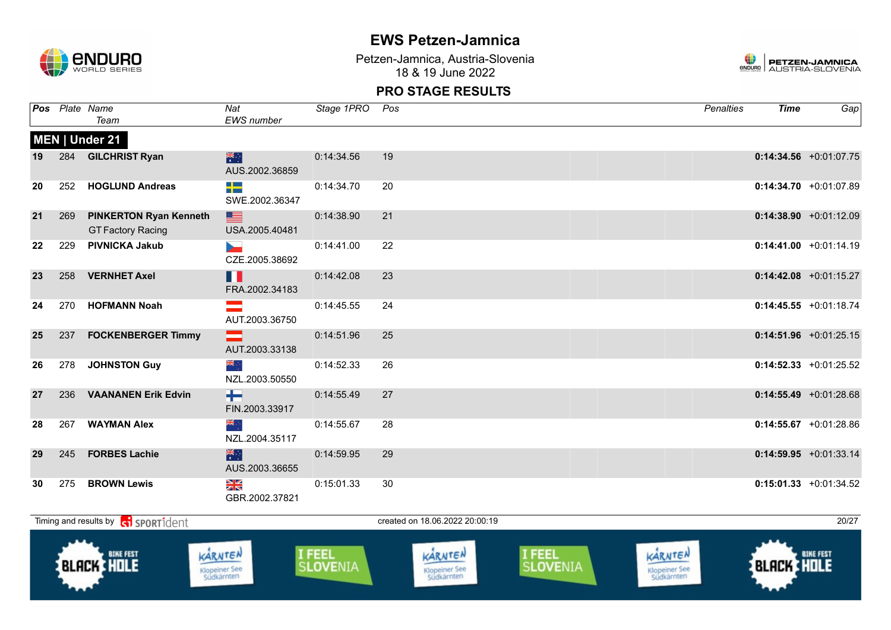# EWS Petzen-Jamnica

Petzen-Jamnica, Austria-Slovenia
18 & 19 June 2022

## PRO STAGE RESULTS

### MEN | Under 21

| Pos | Plate | Name / Team | Nat / EWS number | Stage 1PRO | Pos | Penalties | Time | Gap |
|---|---|---|---|---|---|---|---|---|
| 19 | 284 | **GILCHRIST Ryan** | AUS.2002.36859 | 0:14:34.56 | 19 | | **0:14:34.56** | +0:01:07.75 |
| 20 | 252 | **HOGLUND Andreas** | SWE.2002.36347 | 0:14:34.70 | 20 | | **0:14:34.70** | +0:01:07.89 |
| 21 | 269 | **PINKERTON Ryan Kenneth** GT Factory Racing | USA.2005.40481 | 0:14:38.90 | 21 | | **0:14:38.90** | +0:01:12.09 |
| 22 | 229 | **PIVNICKA Jakub** | CZE.2005.38692 | 0:14:41.00 | 22 | | **0:14:41.00** | +0:01:14.19 |
| 23 | 258 | **VERNHET Axel** | FRA.2002.34183 | 0:14:42.08 | 23 | | **0:14:42.08** | +0:01:15.27 |
| 24 | 270 | **HOFMANN Noah** | AUT.2003.36750 | 0:14:45.55 | 24 | | **0:14:45.55** | +0:01:18.74 |
| 25 | 237 | **FOCKENBERGER Timmy** | AUT.2003.33138 | 0:14:51.96 | 25 | | **0:14:51.96** | +0:01:25.15 |
| 26 | 278 | **JOHNSTON Guy** | NZL.2003.50550 | 0:14:52.33 | 26 | | **0:14:52.33** | +0:01:25.52 |
| 27 | 236 | **VAANANEN Erik Edvin** | FIN.2003.33917 | 0:14:55.49 | 27 | | **0:14:55.49** | +0:01:28.68 |
| 28 | 267 | **WAYMAN Alex** | NZL.2004.35117 | 0:14:55.67 | 28 | | **0:14:55.67** | +0:01:28.86 |
| 29 | 245 | **FORBES Lachie** | AUS.2003.36655 | 0:14:59.95 | 29 | | **0:14:59.95** | +0:01:33.14 |
| 30 | 275 | **BROWN Lewis** | GBR.2002.37821 | 0:15:01.33 | 30 | | **0:15:01.33** | +0:01:34.52 |

Timing and results by SPORTident — created on 18.06.2022 20:00:19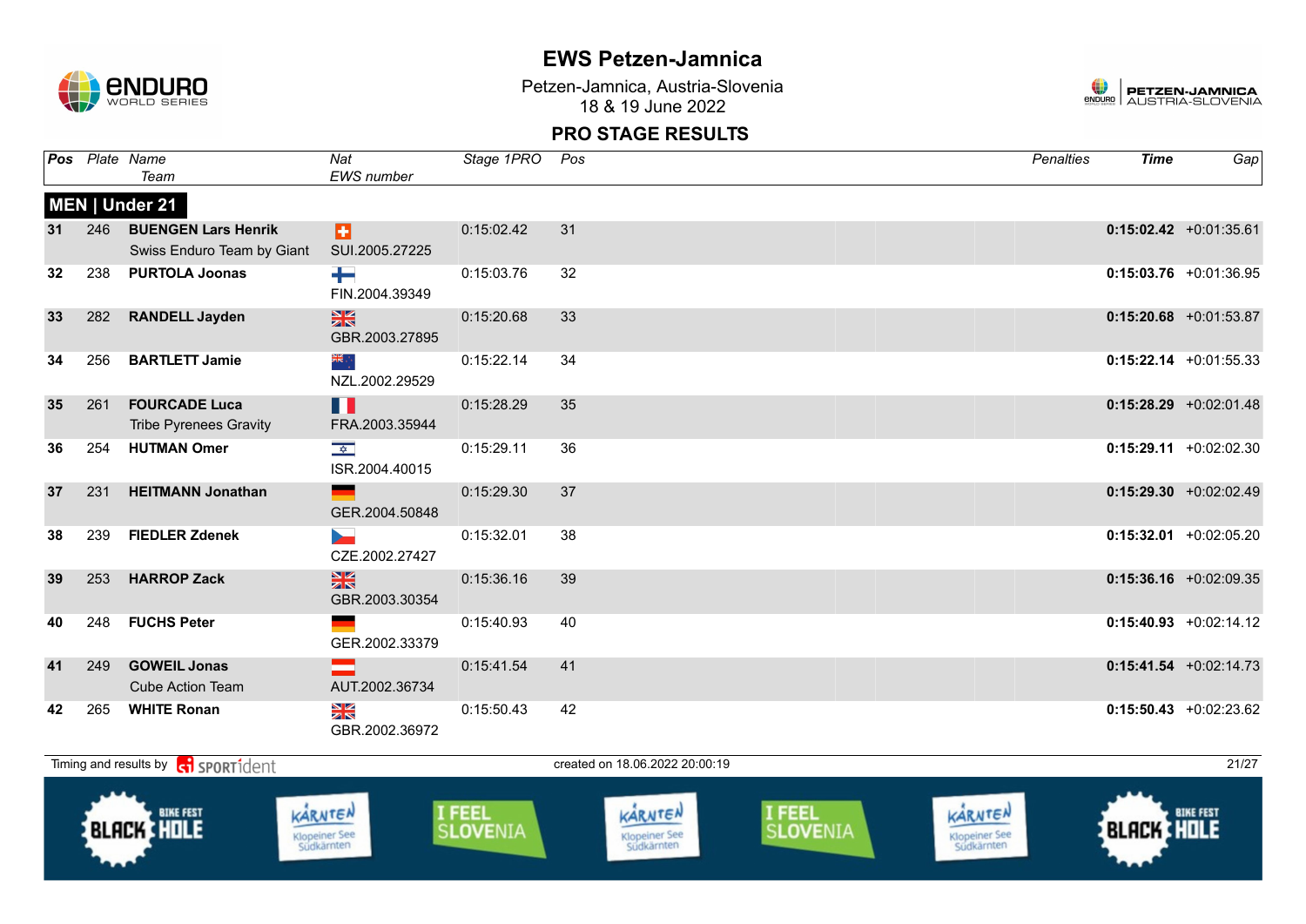# EWS Petzen-Jamnica

Petzen-Jamnica, Austria-Slovenia
18 & 19 June 2022

## PRO STAGE RESULTS

### MEN | Under 21

| Pos | Plate | Name / Team | Nat / EWS number | Stage 1PRO | Pos | Penalties | Time | Gap |
|---|---|---|---|---|---|---|---|---|
| 31 | 246 | **BUENGEN Lars Henrik** Swiss Enduro Team by Giant | SUI.2005.27225 | 0:15:02.42 | 31 | | **0:15:02.42** | +0:01:35.61 |
| 32 | 238 | **PURTOLA Joonas** | FIN.2004.39349 | 0:15:03.76 | 32 | | **0:15:03.76** | +0:01:36.95 |
| 33 | 282 | **RANDELL Jayden** | GBR.2003.27895 | 0:15:20.68 | 33 | | **0:15:20.68** | +0:01:53.87 |
| 34 | 256 | **BARTLETT Jamie** | NZL.2002.29529 | 0:15:22.14 | 34 | | **0:15:22.14** | +0:01:55.33 |
| 35 | 261 | **FOURCADE Luca** Tribe Pyrenees Gravity | FRA.2003.35944 | 0:15:28.29 | 35 | | **0:15:28.29** | +0:02:01.48 |
| 36 | 254 | **HUTMAN Omer** | ISR.2004.40015 | 0:15:29.11 | 36 | | **0:15:29.11** | +0:02:02.30 |
| 37 | 231 | **HEITMANN Jonathan** | GER.2004.50848 | 0:15:29.30 | 37 | | **0:15:29.30** | +0:02:02.49 |
| 38 | 239 | **FIEDLER Zdenek** | CZE.2002.27427 | 0:15:32.01 | 38 | | **0:15:32.01** | +0:02:05.20 |
| 39 | 253 | **HARROP Zack** | GBR.2003.30354 | 0:15:36.16 | 39 | | **0:15:36.16** | +0:02:09.35 |
| 40 | 248 | **FUCHS Peter** | GER.2002.33379 | 0:15:40.93 | 40 | | **0:15:40.93** | +0:02:14.12 |
| 41 | 249 | **GOWEIL Jonas** Cube Action Team | AUT.2002.36734 | 0:15:41.54 | 41 | | **0:15:41.54** | +0:02:14.73 |
| 42 | 265 | **WHITE Ronan** | GBR.2002.36972 | 0:15:50.43 | 42 | | **0:15:50.43** | +0:02:23.62 |

Timing and results by SPORTident

created on 18.06.2022 20:00:19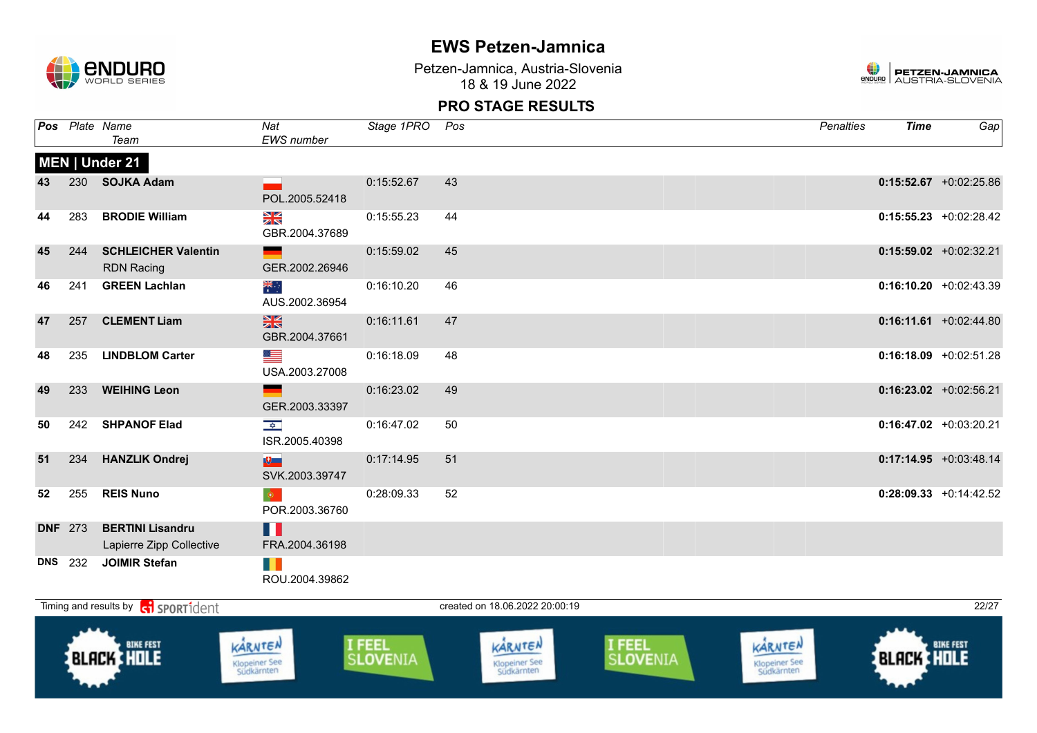# EWS Petzen-Jamnica

Petzen-Jamnica, Austria-Slovenia
18 & 19 June 2022

## PRO STAGE RESULTS

| Pos | Plate | Name / Team | Nat / EWS number | Stage 1PRO | Pos | Penalties | Time | Gap |
|---|---|---|---|---|---|---|---|---|
| **MEN \| Under 21** | | | | | | | | |
| 43 | 230 | **SOJKA Adam** | POL.2005.52418 | 0:15:52.67 | 43 | | **0:15:52.67** | +0:02:25.86 |
| 44 | 283 | **BRODIE William** | GBR.2004.37689 | 0:15:55.23 | 44 | | **0:15:55.23** | +0:02:28.42 |
| 45 | 244 | **SCHLEICHER Valentin** RDN Racing | GER.2002.26946 | 0:15:59.02 | 45 | | **0:15:59.02** | +0:02:32.21 |
| 46 | 241 | **GREEN Lachlan** | AUS.2002.36954 | 0:16:10.20 | 46 | | **0:16:10.20** | +0:02:43.39 |
| 47 | 257 | **CLEMENT Liam** | GBR.2004.37661 | 0:16:11.61 | 47 | | **0:16:11.61** | +0:02:44.80 |
| 48 | 235 | **LINDBLOM Carter** | USA.2003.27008 | 0:16:18.09 | 48 | | **0:16:18.09** | +0:02:51.28 |
| 49 | 233 | **WEIHING Leon** | GER.2003.33397 | 0:16:23.02 | 49 | | **0:16:23.02** | +0:02:56.21 |
| 50 | 242 | **SHPANOF Elad** | ISR.2005.40398 | 0:16:47.02 | 50 | | **0:16:47.02** | +0:03:20.21 |
| 51 | 234 | **HANZLIK Ondrej** | SVK.2003.39747 | 0:17:14.95 | 51 | | **0:17:14.95** | +0:03:48.14 |
| 52 | 255 | **REIS Nuno** | POR.2003.36760 | 0:28:09.33 | 52 | | **0:28:09.33** | +0:14:42.52 |
| DNF | 273 | **BERTINI Lisandru** Lapierre Zipp Collective | FRA.2004.36198 | | | | | |
| DNS | 232 | **JOIMIR Stefan** | ROU.2004.39862 | | | | | |

Timing and results by SPORTident — created on 18.06.2022 20:00:19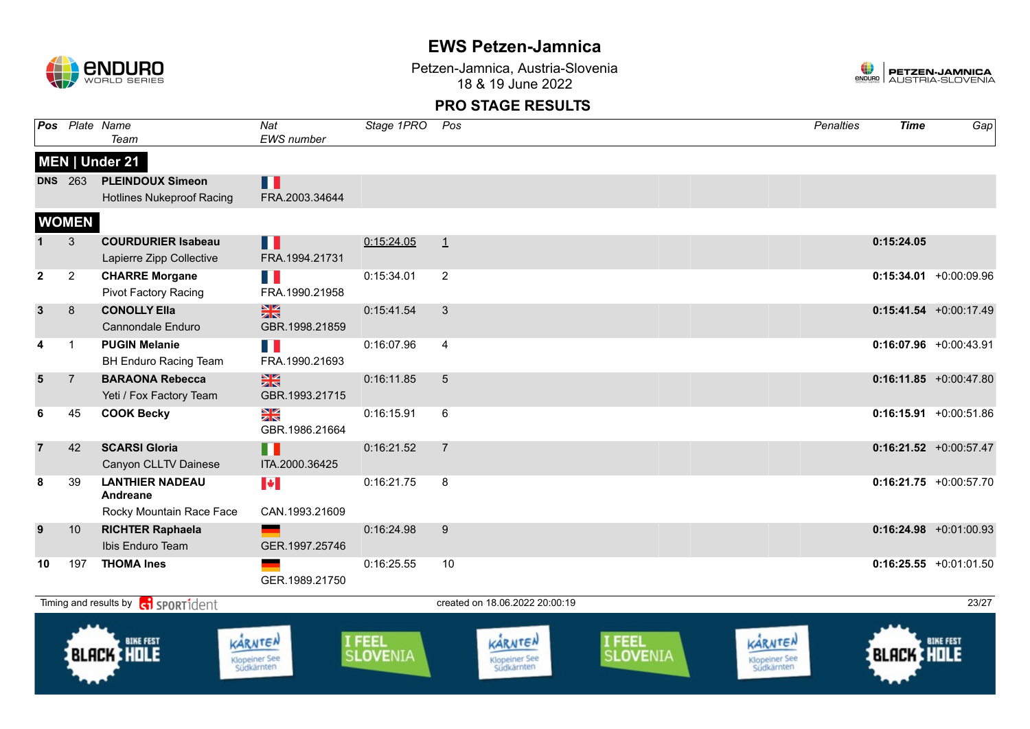# EWS Petzen-Jamnica

Petzen-Jamnica, Austria-Slovenia
18 & 19 June 2022

## PRO STAGE RESULTS

| Pos | Plate | Name / Team | Nat / EWS number | Stage 1PRO | Pos | Penalties | Time | Gap |
|---|---|---|---|---|---|---|---|---|
| **MEN \| Under 21** | | | | | | | | |
| DNS | 263 | **PLEINDOUX Simeon** Hotlines Nukeproof Racing | FRA.2003.34644 | | | | | |
| **WOMEN** | | | | | | | | |
| 1 | 3 | **COURDURIER Isabeau** Lapierre Zipp Collective | FRA.1994.21731 | 0:15:24.05 | 1 | | **0:15:24.05** | |
| 2 | 2 | **CHARRE Morgane** Pivot Factory Racing | FRA.1990.21958 | 0:15:34.01 | 2 | | **0:15:34.01** | +0:00:09.96 |
| 3 | 8 | **CONOLLY Ella** Cannondale Enduro | GBR.1998.21859 | 0:15:41.54 | 3 | | **0:15:41.54** | +0:00:17.49 |
| 4 | 1 | **PUGIN Melanie** BH Enduro Racing Team | FRA.1990.21693 | 0:16:07.96 | 4 | | **0:16:07.96** | +0:00:43.91 |
| 5 | 7 | **BARAONA Rebecca** Yeti / Fox Factory Team | GBR.1993.21715 | 0:16:11.85 | 5 | | **0:16:11.85** | +0:00:47.80 |
| 6 | 45 | **COOK Becky** | GBR.1986.21664 | 0:16:15.91 | 6 | | **0:16:15.91** | +0:00:51.86 |
| 7 | 42 | **SCARSI Gloria** Canyon CLLTV Dainese | ITA.2000.36425 | 0:16:21.52 | 7 | | **0:16:21.52** | +0:00:57.47 |
| 8 | 39 | **LANTHIER NADEAU Andreane** Rocky Mountain Race Face | CAN.1993.21609 | 0:16:21.75 | 8 | | **0:16:21.75** | +0:00:57.70 |
| 9 | 10 | **RICHTER Raphaela** Ibis Enduro Team | GER.1997.25746 | 0:16:24.98 | 9 | | **0:16:24.98** | +0:01:00.93 |
| 10 | 197 | **THOMA Ines** | GER.1989.21750 | 0:16:25.55 | 10 | | **0:16:25.55** | +0:01:01.50 |

Timing and results by SPORTident — created on 18.06.2022 20:00:19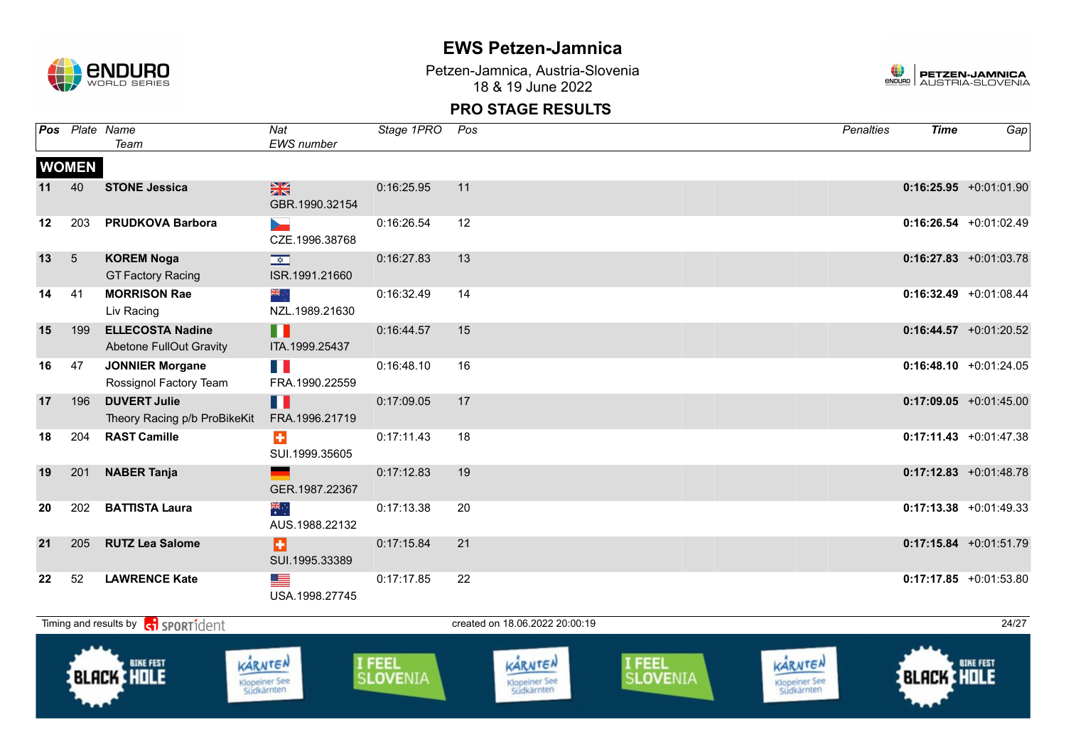# EWS Petzen-Jamnica

Petzen-Jamnica, Austria-Slovenia
18 & 19 June 2022

## PRO STAGE RESULTS

| Pos | Plate | Name / Team | Nat / EWS number | Stage 1PRO | Pos | Penalties | Time | Gap |
|---|---|---|---|---|---|---|---|---|
| **WOMEN** | | | | | | | | |
| **11** | 40 | **STONE Jessica** | GBR.1990.32154 | 0:16:25.95 | 11 | | **0:16:25.95** | +0:01:01.90 |
| **12** | 203 | **PRUDKOVA Barbora** | CZE.1996.38768 | 0:16:26.54 | 12 | | **0:16:26.54** | +0:01:02.49 |
| **13** | 5 | **KOREM Noga** GT Factory Racing | ISR.1991.21660 | 0:16:27.83 | 13 | | **0:16:27.83** | +0:01:03.78 |
| **14** | 41 | **MORRISON Rae** Liv Racing | NZL.1989.21630 | 0:16:32.49 | 14 | | **0:16:32.49** | +0:01:08.44 |
| **15** | 199 | **ELLECOSTA Nadine** Abetone FullOut Gravity | ITA.1999.25437 | 0:16:44.57 | 15 | | **0:16:44.57** | +0:01:20.52 |
| **16** | 47 | **JONNIER Morgane** Rossignol Factory Team | FRA.1990.22559 | 0:16:48.10 | 16 | | **0:16:48.10** | +0:01:24.05 |
| **17** | 196 | **DUVERT Julie** Theory Racing p/b ProBikeKit | FRA.1996.21719 | 0:17:09.05 | 17 | | **0:17:09.05** | +0:01:45.00 |
| **18** | 204 | **RAST Camille** | SUI.1999.35605 | 0:17:11.43 | 18 | | **0:17:11.43** | +0:01:47.38 |
| **19** | 201 | **NABER Tanja** | GER.1987.22367 | 0:17:12.83 | 19 | | **0:17:12.83** | +0:01:48.78 |
| **20** | 202 | **BATTISTA Laura** | AUS.1988.22132 | 0:17:13.38 | 20 | | **0:17:13.38** | +0:01:49.33 |
| **21** | 205 | **RUTZ Lea Salome** | SUI.1995.33389 | 0:17:15.84 | 21 | | **0:17:15.84** | +0:01:51.79 |
| **22** | 52 | **LAWRENCE Kate** | USA.1998.27745 | 0:17:17.85 | 22 | | **0:17:17.85** | +0:01:53.80 |

Timing and results by SPORTident — created on 18.06.2022 20:00:19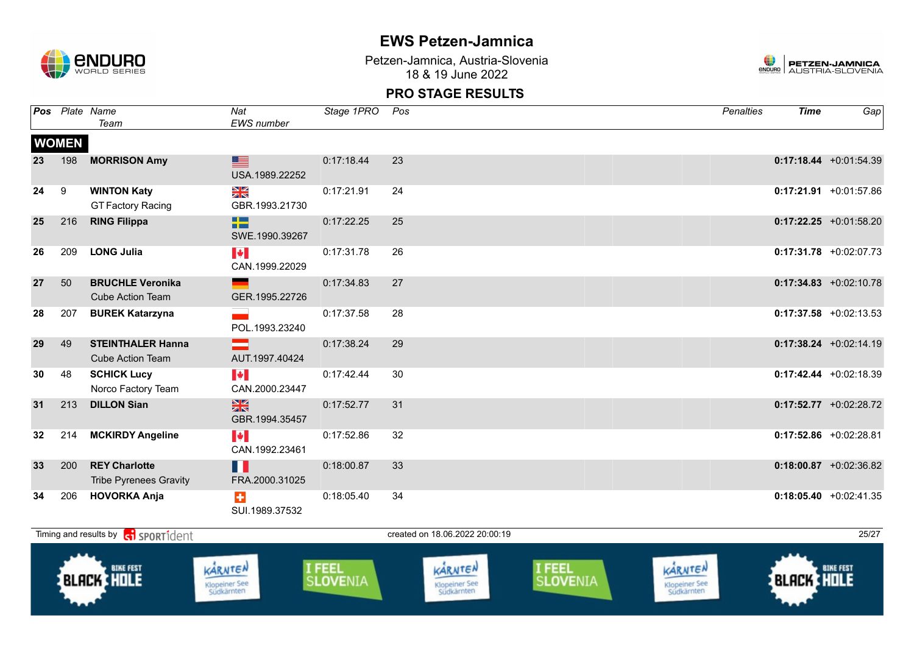# EWS Petzen-Jamnica

Petzen-Jamnica, Austria-Slovenia
18 & 19 June 2022

## PRO STAGE RESULTS

| Pos | Plate | Name / Team | Nat / EWS number | Stage 1PRO | Pos | Penalties | Time | Gap |
|---|---|---|---|---|---|---|---|---|
| **WOMEN** | | | | | | | | |
| 23 | 198 | **MORRISON Amy** | USA.1989.22252 | 0:17:18.44 | 23 | | **0:17:18.44** | +0:01:54.39 |
| 24 | 9 | **WINTON Katy** GT Factory Racing | GBR.1993.21730 | 0:17:21.91 | 24 | | **0:17:21.91** | +0:01:57.86 |
| 25 | 216 | **RING Filippa** | SWE.1990.39267 | 0:17:22.25 | 25 | | **0:17:22.25** | +0:01:58.20 |
| 26 | 209 | **LONG Julia** | CAN.1999.22029 | 0:17:31.78 | 26 | | **0:17:31.78** | +0:02:07.73 |
| 27 | 50 | **BRUCHLE Veronika** Cube Action Team | GER.1995.22726 | 0:17:34.83 | 27 | | **0:17:34.83** | +0:02:10.78 |
| 28 | 207 | **BUREK Katarzyna** | POL.1993.23240 | 0:17:37.58 | 28 | | **0:17:37.58** | +0:02:13.53 |
| 29 | 49 | **STEINTHALER Hanna** Cube Action Team | AUT.1997.40424 | 0:17:38.24 | 29 | | **0:17:38.24** | +0:02:14.19 |
| 30 | 48 | **SCHICK Lucy** Norco Factory Team | CAN.2000.23447 | 0:17:42.44 | 30 | | **0:17:42.44** | +0:02:18.39 |
| 31 | 213 | **DILLON Sian** | GBR.1994.35457 | 0:17:52.77 | 31 | | **0:17:52.77** | +0:02:28.72 |
| 32 | 214 | **MCKIRDY Angeline** | CAN.1992.23461 | 0:17:52.86 | 32 | | **0:17:52.86** | +0:02:28.81 |
| 33 | 200 | **REY Charlotte** Tribe Pyrenees Gravity | FRA.2000.31025 | 0:18:00.87 | 33 | | **0:18:00.87** | +0:02:36.82 |
| 34 | 206 | **HOVORKA Anja** | SUI.1989.37532 | 0:18:05.40 | 34 | | **0:18:05.40** | +0:02:41.35 |

Timing and results by SPORTident — created on 18.06.2022 20:00:19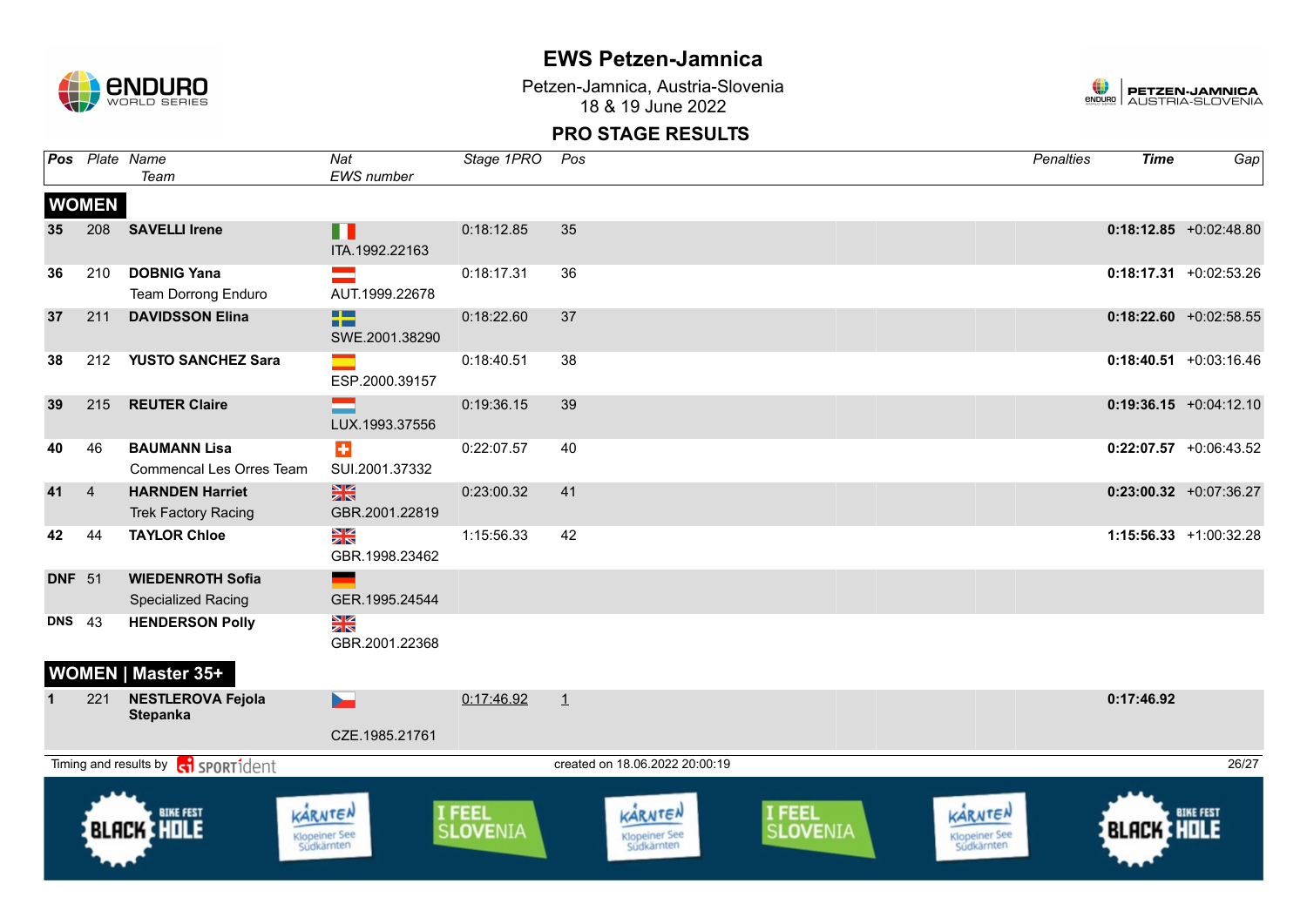# EWS Petzen-Jamnica

Petzen-Jamnica, Austria-Slovenia
18 & 19 June 2022

## PRO STAGE RESULTS

| Pos | Plate | Name / Team | Nat / EWS number | Stage 1PRO | Pos | Penalties | Time | Gap |
|---|---|---|---|---|---|---|---|---|
| **WOMEN** | | | | | | | | |
| 35 | 208 | **SAVELLI Irene** | ITA.1992.22163 | 0:18:12.85 | 35 | | **0:18:12.85** | +0:02:48.80 |
| 36 | 210 | **DOBNIG Yana** Team Dorrong Enduro | AUT.1999.22678 | 0:18:17.31 | 36 | | **0:18:17.31** | +0:02:53.26 |
| 37 | 211 | **DAVIDSSON Elina** | SWE.2001.38290 | 0:18:22.60 | 37 | | **0:18:22.60** | +0:02:58.55 |
| 38 | 212 | **YUSTO SANCHEZ Sara** | ESP.2000.39157 | 0:18:40.51 | 38 | | **0:18:40.51** | +0:03:16.46 |
| 39 | 215 | **REUTER Claire** | LUX.1993.37556 | 0:19:36.15 | 39 | | **0:19:36.15** | +0:04:12.10 |
| 40 | 46 | **BAUMANN Lisa** Commencal Les Orres Team | SUI.2001.37332 | 0:22:07.57 | 40 | | **0:22:07.57** | +0:06:43.52 |
| 41 | 4 | **HARNDEN Harriet** Trek Factory Racing | GBR.2001.22819 | 0:23:00.32 | 41 | | **0:23:00.32** | +0:07:36.27 |
| 42 | 44 | **TAYLOR Chloe** | GBR.1998.23462 | 1:15:56.33 | 42 | | **1:15:56.33** | +1:00:32.28 |
| DNF | 51 | **WIEDENROTH Sofia** Specialized Racing | GER.1995.24544 | | | | | |
| DNS | 43 | **HENDERSON Polly** | GBR.2001.22368 | | | | | |
| **WOMEN \| Master 35+** | | | | | | | | |
| 1 | 221 | **NESTLEROVA Fejola Stepanka** | CZE.1985.21761 | 0:17:46.92 | 1 | | **0:17:46.92** | |

Timing and results by SPORTident — created on 18.06.2022 20:00:19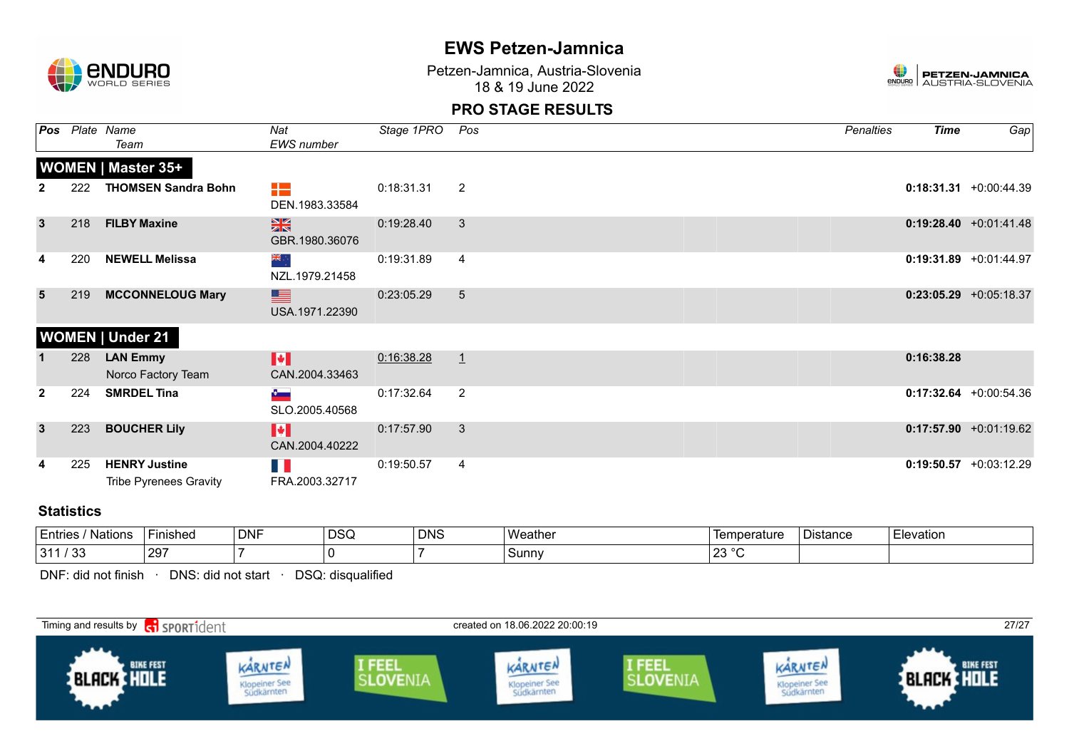# EWS Petzen-Jamnica

Petzen-Jamnica, Austria-Slovenia
18 & 19 June 2022

## PRO STAGE RESULTS

| Pos | Plate | Name / Team | Nat / EWS number | Stage 1PRO | Pos | Penalties | Time | Gap |
|---|---|---|---|---|---|---|---|---|
| **WOMEN \| Master 35+** | | | | | | | | |
| 2 | 222 | **THOMSEN Sandra Bohn** | DEN.1983.33584 | 0:18:31.31 | 2 | | **0:18:31.31** | +0:00:44.39 |
| 3 | 218 | **FILBY Maxine** | GBR.1980.36076 | 0:19:28.40 | 3 | | **0:19:28.40** | +0:01:41.48 |
| 4 | 220 | **NEWELL Melissa** | NZL.1979.21458 | 0:19:31.89 | 4 | | **0:19:31.89** | +0:01:44.97 |
| 5 | 219 | **MCCONNELOUG Mary** | USA.1971.22390 | 0:23:05.29 | 5 | | **0:23:05.29** | +0:05:18.37 |
| **WOMEN \| Under 21** | | | | | | | | |
| 1 | 228 | **LAN Emmy** Norco Factory Team | CAN.2004.33463 | 0:16:38.28 | 1 | | **0:16:38.28** | |
| 2 | 224 | **SMRDEL Tina** | SLO.2005.40568 | 0:17:32.64 | 2 | | **0:17:32.64** | +0:00:54.36 |
| 3 | 223 | **BOUCHER Lily** | CAN.2004.40222 | 0:17:57.90 | 3 | | **0:17:57.90** | +0:01:19.62 |
| 4 | 225 | **HENRY Justine** Tribe Pyrenees Gravity | FRA.2003.32717 | 0:19:50.57 | 4 | | **0:19:50.57** | +0:03:12.29 |

### Statistics

| Entries / Nations | Finished | DNF | DSQ | DNS | Weather | Temperature | Distance | Elevation |
|---|---|---|---|---|---|---|---|---|
| 311 / 33 | 297 | 7 | 0 | 7 | Sunny | 23 °C | | |

DNF: did not finish · DNS: did not start · DSQ: disqualified

Timing and results by SPORTident — created on 18.06.2022 20:00:19